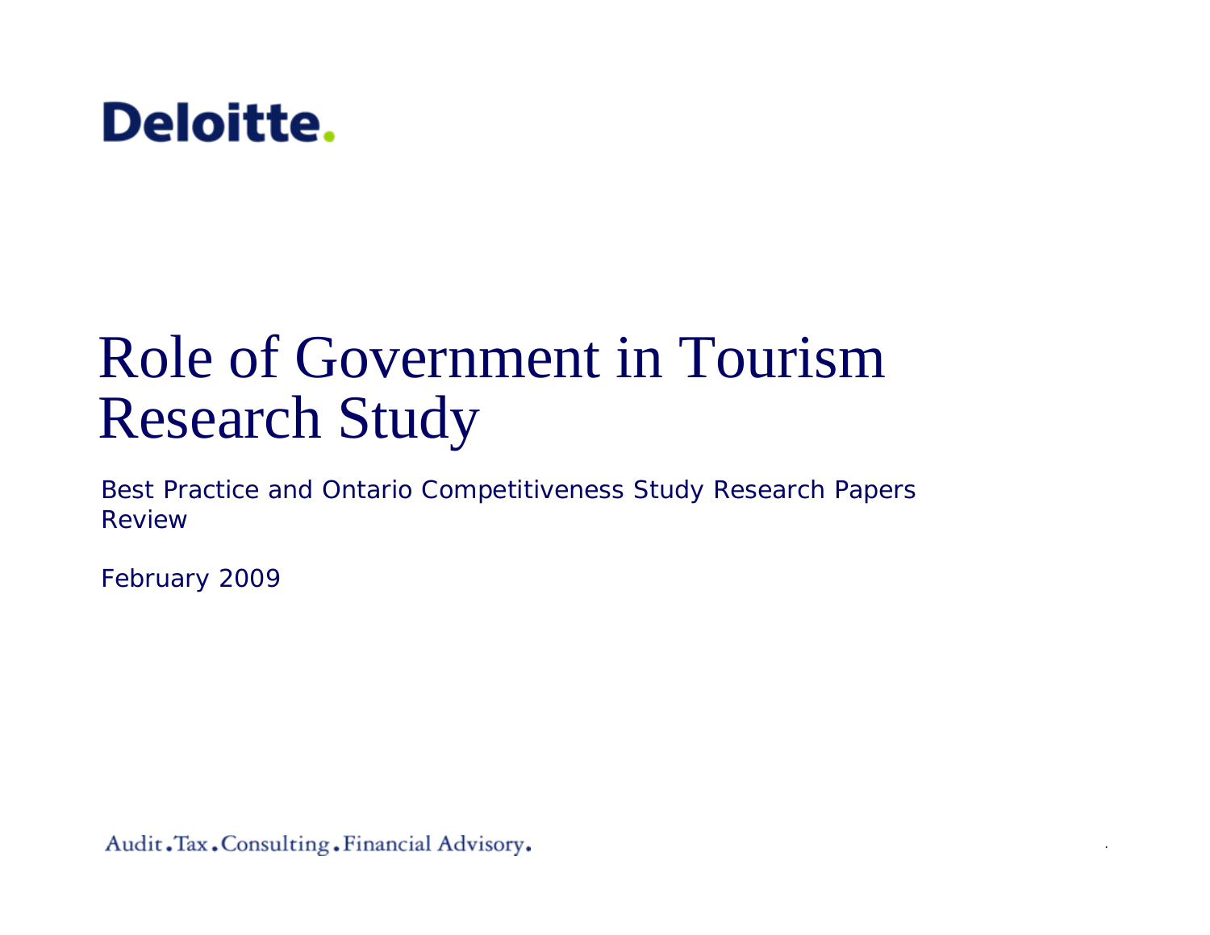Deloitte.

# Role of Government in Tourism Research Study

Best Practice and Ontario Competitiveness Study Research Papers Review

February 2009

Audit . Tax . Consulting . Financial Advisory.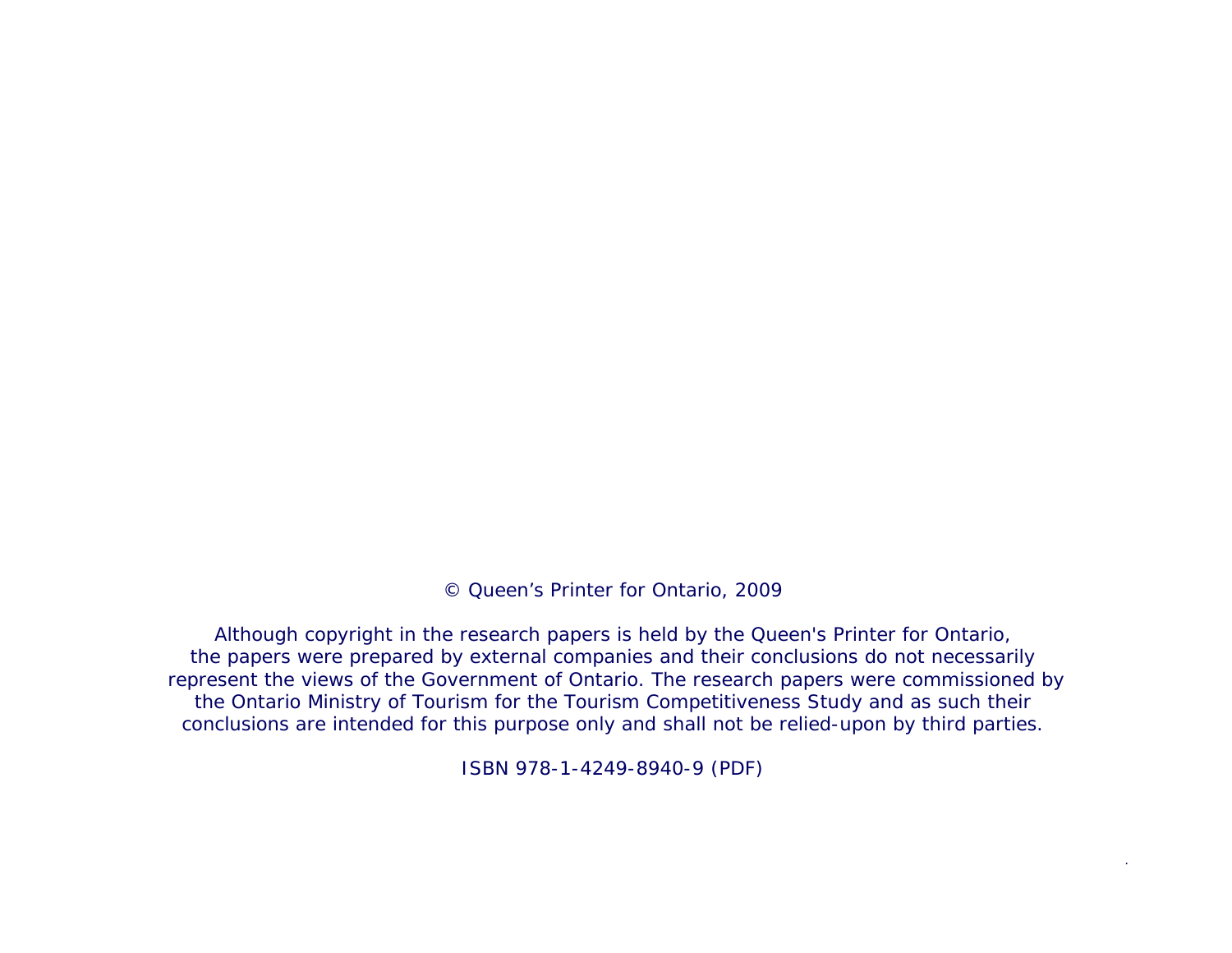© Queen’s Printer for Ontario, 2009

Although copyright in the research papers is held by the Queen's Printer for Ontario, the papers were prepared by external companies and their conclusions do not necessarily represent the views of the Government of Ontario. The research papers were commissioned by the Ontario Ministry of Tourism for the Tourism Competitiveness Study and as such their conclusions are intended for this purpose only and shall not be relied-upon by third parties.

ISBN 978-1-4249-8940-9 (PDF)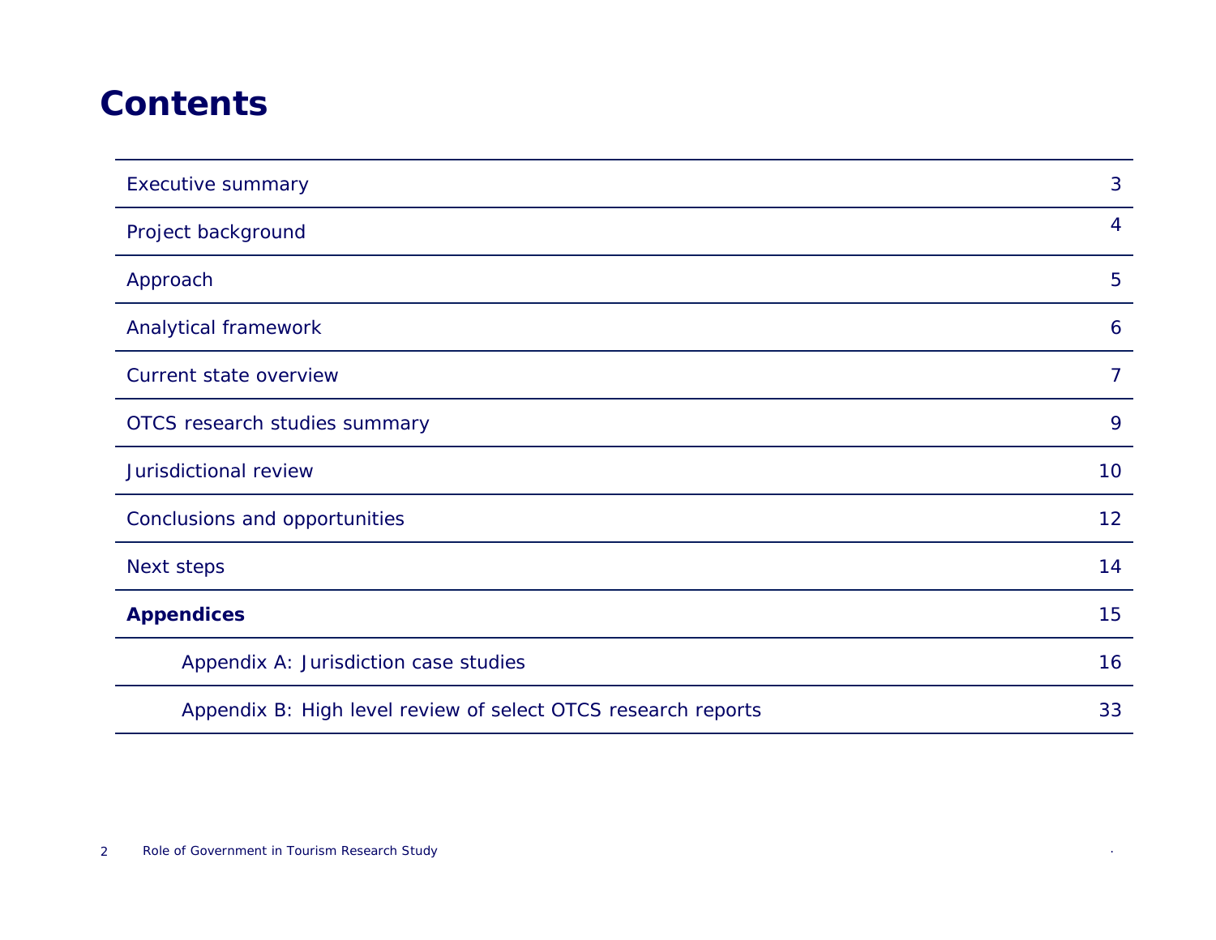# Contents

| | |
|---|---|
| Executive summary | 3 |
| Project background | 4 |
| Approach | 5 |
| Analytical framework | 6 |
| Current state overview | 7 |
| OTCS research studies summary | 9 |
| Jurisdictional review | 10 |
| Conclusions and opportunities | 12 |
| Next steps | 14 |
| **Appendices** | 15 |
| Appendix A: Jurisdiction case studies | 16 |
| Appendix B: High level review of select OTCS research reports | 33 |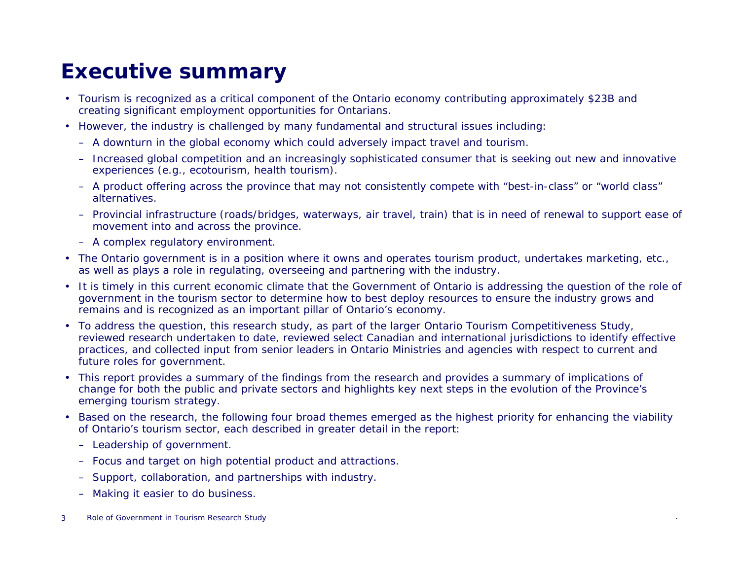# Executive summary

- Tourism is recognized as a critical component of the Ontario economy contributing approximately $23B and creating significant employment opportunities for Ontarians.
- However, the industry is challenged by many fundamental and structural issues including:
  - A downturn in the global economy which could adversely impact travel and tourism.
  - Increased global competition and an increasingly sophisticated consumer that is seeking out new and innovative experiences (e.g., ecotourism, health tourism).
  - A product offering across the province that may not consistently compete with "best-in-class" or "world class" alternatives.
  - Provincial infrastructure (roads/bridges, waterways, air travel, train) that is in need of renewal to support ease of movement into and across the province.
  - A complex regulatory environment.
- The Ontario government is in a position where it owns and operates tourism product, undertakes marketing, etc., as well as plays a role in regulating, overseeing and partnering with the industry.
- It is timely in this current economic climate that the Government of Ontario is addressing the question of the role of government in the tourism sector to determine how to best deploy resources to ensure the industry grows and remains and is recognized as an important pillar of Ontario's economy.
- To address the question, this research study, as part of the larger Ontario Tourism Competitiveness Study, reviewed research undertaken to date, reviewed select Canadian and international jurisdictions to identify effective practices, and collected input from senior leaders in Ontario Ministries and agencies with respect to current and future roles for government.
- This report provides a summary of the findings from the research and provides a summary of implications of change for both the public and private sectors and highlights key next steps in the evolution of the Province's emerging tourism strategy.
- Based on the research, the following four broad themes emerged as the highest priority for enhancing the viability of Ontario's tourism sector, each described in greater detail in the report:
  - Leadership of government.
  - Focus and target on high potential product and attractions.
  - Support, collaboration, and partnerships with industry.
  - Making it easier to do business.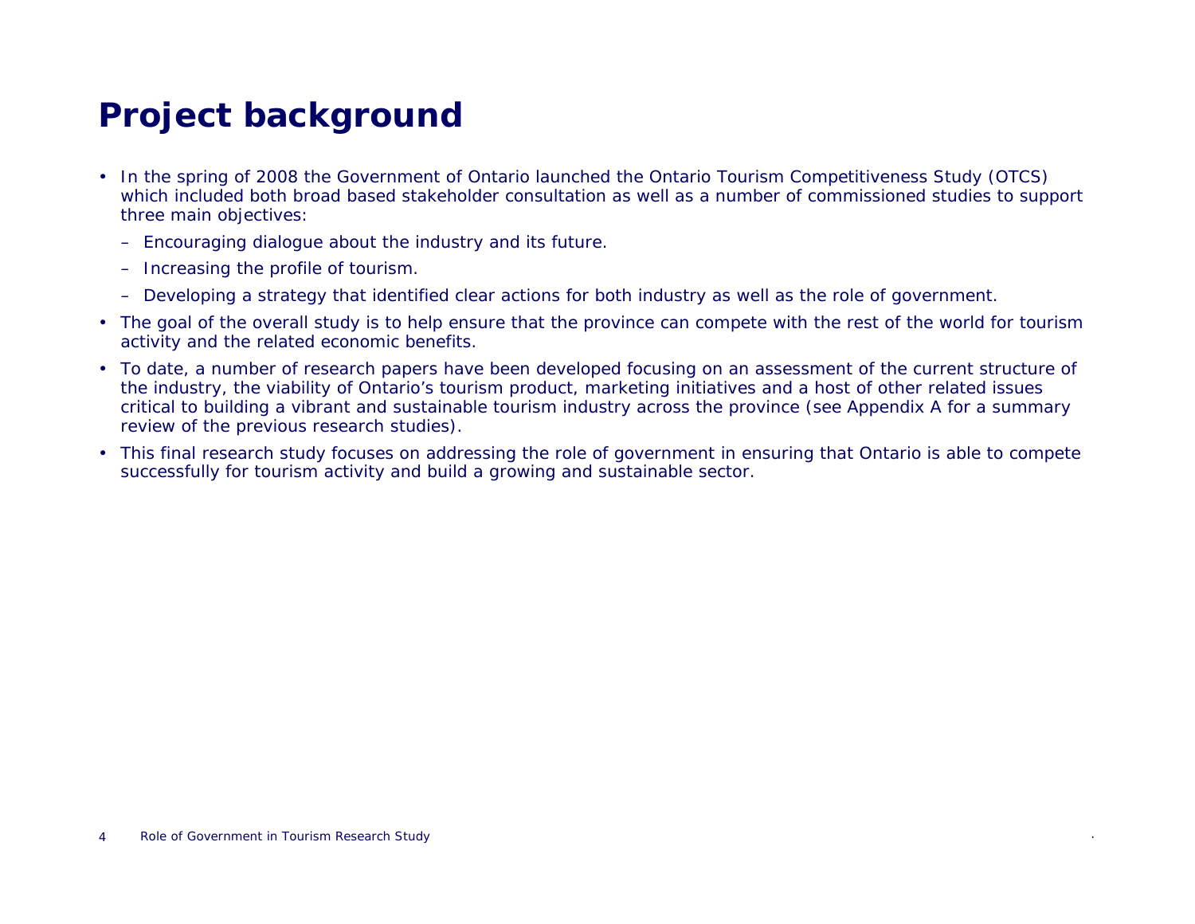# Project background

- In the spring of 2008 the Government of Ontario launched the Ontario Tourism Competitiveness Study (OTCS) which included both broad based stakeholder consultation as well as a number of commissioned studies to support three main objectives:
  - Encouraging dialogue about the industry and its future.
  - Increasing the profile of tourism.
  - Developing a strategy that identified clear actions for both industry as well as the role of government.
- The goal of the overall study is to help ensure that the province can compete with the rest of the world for tourism activity and the related economic benefits.
- To date, a number of research papers have been developed focusing on an assessment of the current structure of the industry, the viability of Ontario's tourism product, marketing initiatives and a host of other related issues critical to building a vibrant and sustainable tourism industry across the province (see Appendix A for a summary review of the previous research studies).
- This final research study focuses on addressing the role of government in ensuring that Ontario is able to compete successfully for tourism activity and build a growing and sustainable sector.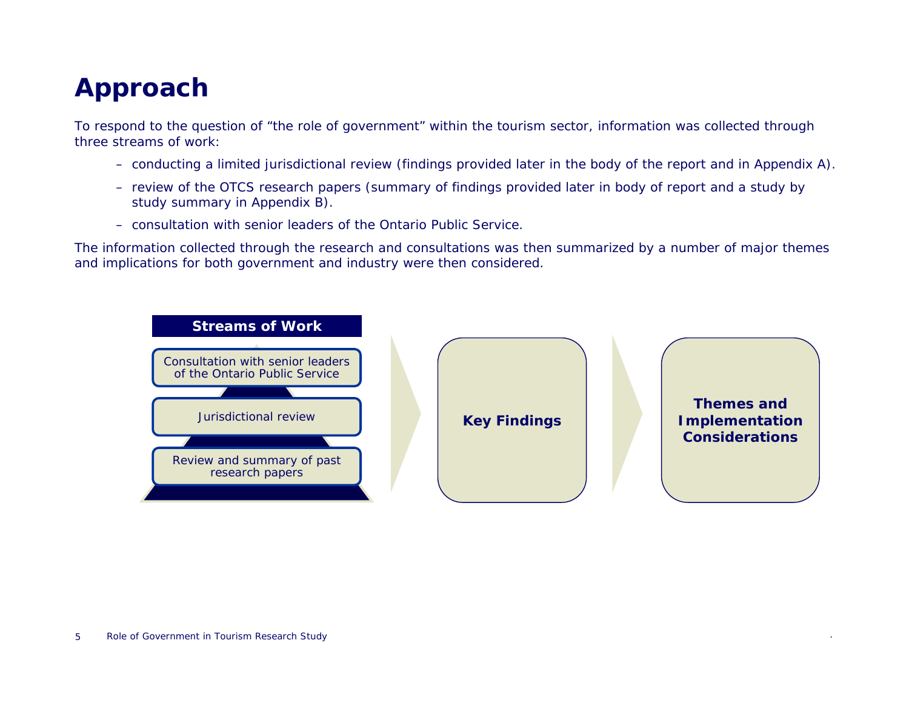# Approach

To respond to the question of "the role of government" within the tourism sector, information was collected through three streams of work:

- conducting a limited jurisdictional review (findings provided later in the body of the report and in Appendix A).
- review of the OTCS research papers (summary of findings provided later in body of report and a study by study summary in Appendix B).
- consultation with senior leaders of the Ontario Public Service.

The information collected through the research and consultations was then summarized by a number of major themes and implications for both government and industry were then considered.

**Streams of Work**

- Consultation with senior leaders of the Ontario Public Service
- Jurisdictional review
- Review and summary of past research papers

**Key Findings**

**Themes and Implementation Considerations**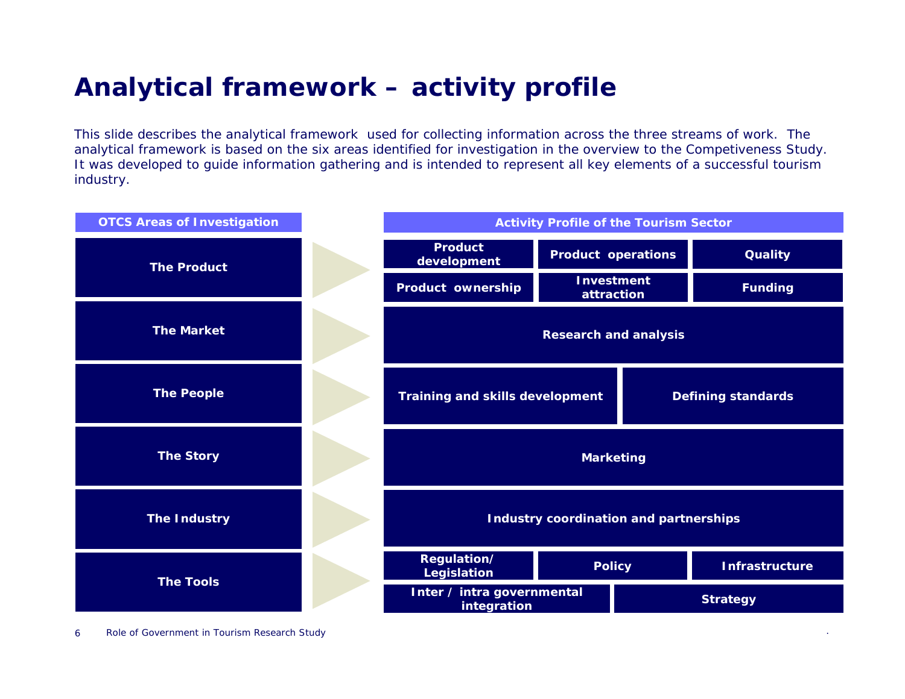# Analytical framework – activity profile

This slide describes the analytical framework used for collecting information across the three streams of work. The analytical framework is based on the six areas identified for investigation in the overview to the Competiveness Study. It was developed to guide information gathering and is intended to represent all key elements of a successful tourism industry.

| OTCS Areas of Investigation | Activity Profile of the Tourism Sector |
|---|---|
| The Product | Product development; Product operations; Quality; Product ownership; Investment attraction; Funding |
| The Market | Research and analysis |
| The People | Training and skills development; Defining standards |
| The Story | Marketing |
| The Industry | Industry coordination and partnerships |
| The Tools | Regulation/ Legislation; Policy; Infrastructure; Inter / intra governmental integration; Strategy |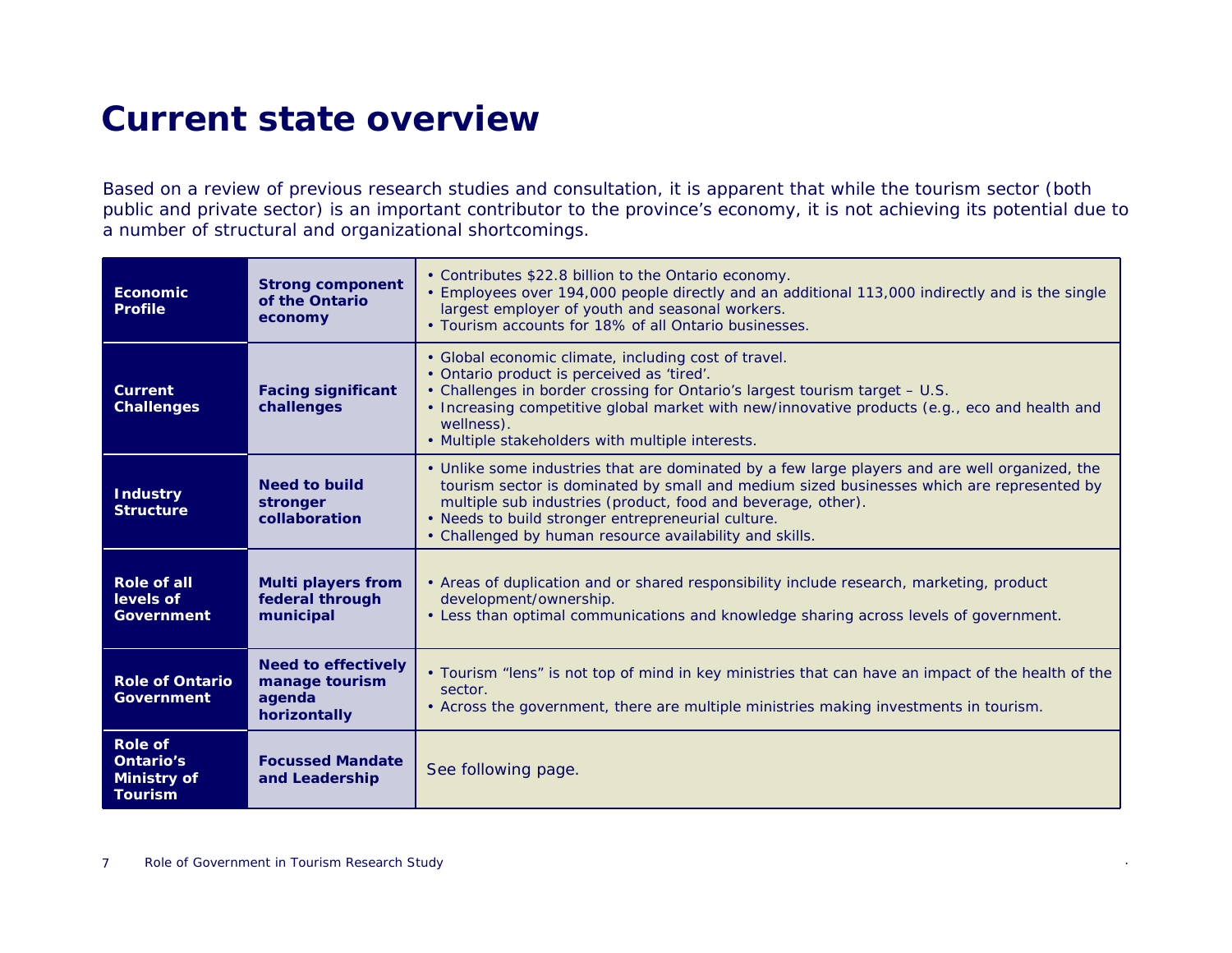# Current state overview

Based on a review of previous research studies and consultation, it is apparent that while the tourism sector (both public and private sector) is an important contributor to the province's economy, it is not achieving its potential due to a number of structural and organizational shortcomings.

| | | |
|---|---|---|
| **Economic Profile** | **Strong component of the Ontario economy** | • Contributes $22.8 billion to the Ontario economy.<br>• Employees over 194,000 people directly and an additional 113,000 indirectly and is the single largest employer of youth and seasonal workers.<br>• Tourism accounts for 18% of all Ontario businesses. |
| **Current Challenges** | **Facing significant challenges** | • Global economic climate, including cost of travel.<br>• Ontario product is perceived as 'tired'.<br>• Challenges in border crossing for Ontario's largest tourism target – U.S.<br>• Increasing competitive global market with new/innovative products (e.g., eco and health and wellness).<br>• Multiple stakeholders with multiple interests. |
| **Industry Structure** | **Need to build stronger collaboration** | • Unlike some industries that are dominated by a few large players and are well organized, the tourism sector is dominated by small and medium sized businesses which are represented by multiple sub industries (product, food and beverage, other).<br>• Needs to build stronger entrepreneurial culture.<br>• Challenged by human resource availability and skills. |
| **Role of all levels of Government** | **Multi players from federal through municipal** | • Areas of duplication and or shared responsibility include research, marketing, product development/ownership.<br>• Less than optimal communications and knowledge sharing across levels of government. |
| **Role of Ontario Government** | **Need to effectively manage tourism agenda horizontally** | • Tourism "lens" is not top of mind in key ministries that can have an impact of the health of the sector.<br>• Across the government, there are multiple ministries making investments in tourism. |
| **Role of Ontario's Ministry of Tourism** | **Focussed Mandate and Leadership** | See following page. |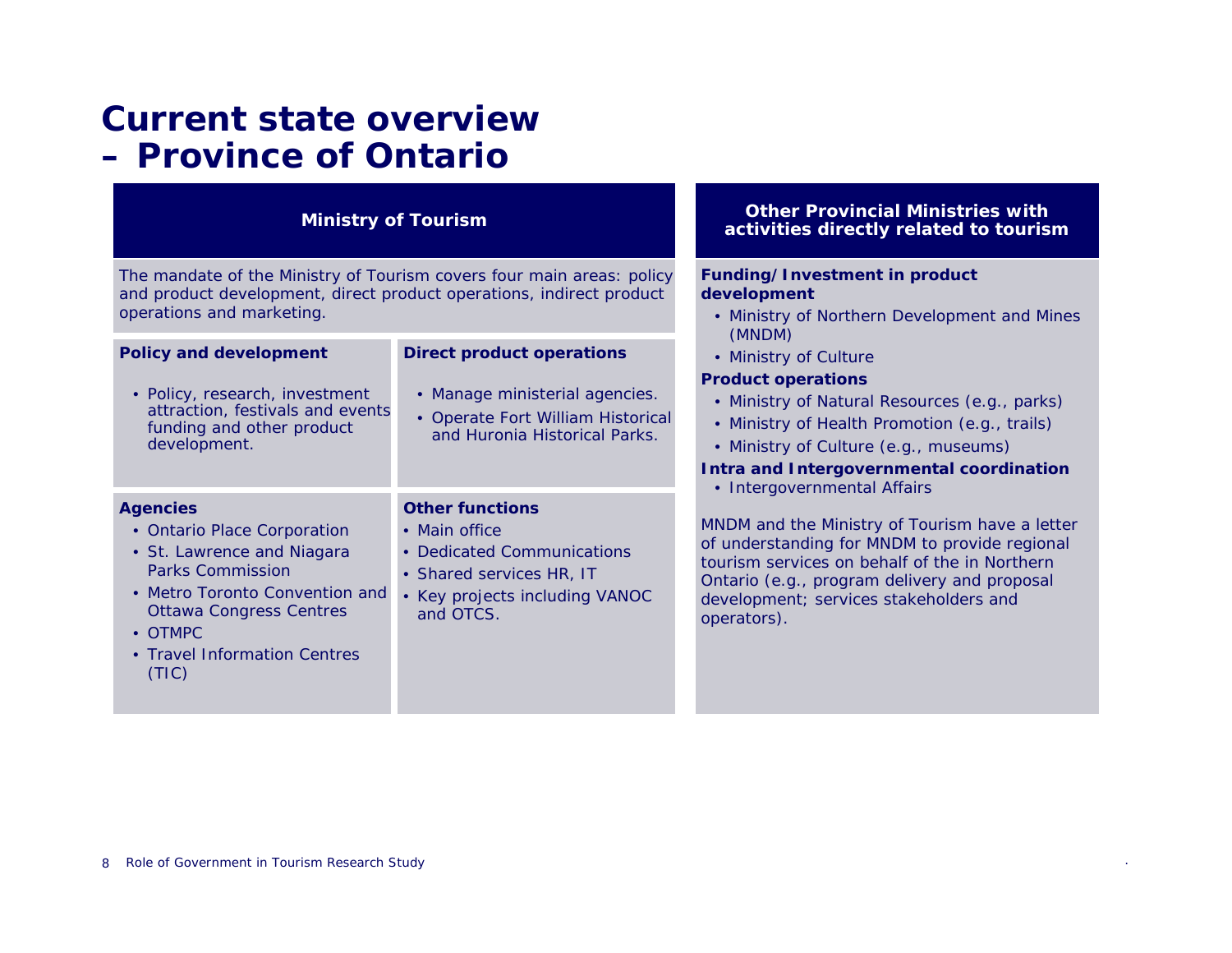# Current state overview – Province of Ontario

## Ministry of Tourism

The mandate of the Ministry of Tourism covers four main areas: policy and product development, direct product operations, indirect product operations and marketing.

**Policy and development**

- Policy, research, investment attraction, festivals and events funding and other product development.

**Direct product operations**

- Manage ministerial agencies.
- Operate Fort William Historical and Huronia Historical Parks.

**Agencies**

- Ontario Place Corporation
- St. Lawrence and Niagara Parks Commission
- Metro Toronto Convention and Ottawa Congress Centres
- OTMPC
- Travel Information Centres (TIC)

**Other functions**

- Main office
- Dedicated Communications
- Shared services HR, IT
- Key projects including VANOC and OTCS.

## Other Provincial Ministries with activities directly related to tourism

**Funding/Investment in product development**

- Ministry of Northern Development and Mines (MNDM)
- Ministry of Culture

**Product operations**

- Ministry of Natural Resources (e.g., parks)
- Ministry of Health Promotion (e.g., trails)
- Ministry of Culture (e.g., museums)

**Intra and Intergovernmental coordination**

- Intergovernmental Affairs

MNDM and the Ministry of Tourism have a letter of understanding for MNDM to provide regional tourism services on behalf of the in Northern Ontario (e.g., program delivery and proposal development; services stakeholders and operators).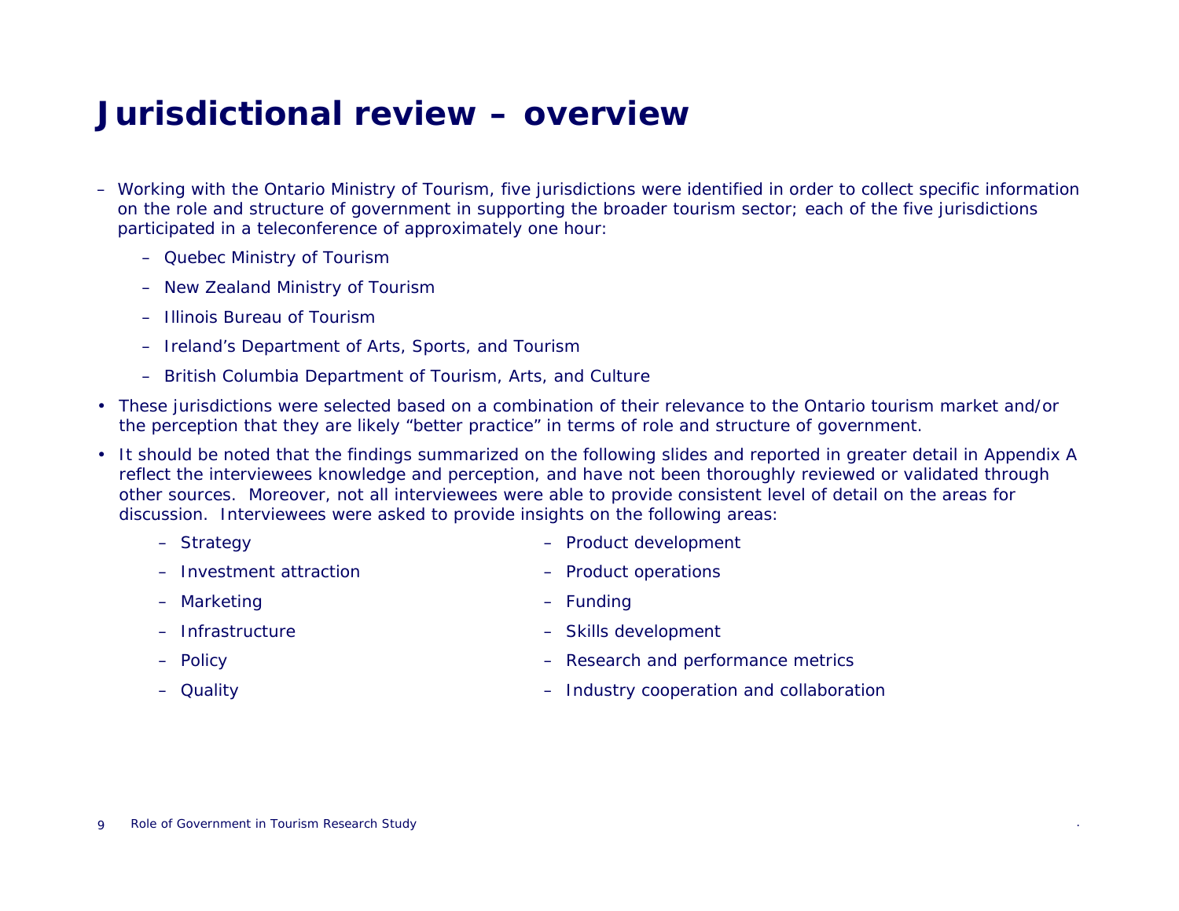# Jurisdictional review – overview

- Working with the Ontario Ministry of Tourism, five jurisdictions were identified in order to collect specific information on the role and structure of government in supporting the broader tourism sector; each of the five jurisdictions participated in a teleconference of approximately one hour:
  - Quebec Ministry of Tourism
  - New Zealand Ministry of Tourism
  - Illinois Bureau of Tourism
  - Ireland's Department of Arts, Sports, and Tourism
  - British Columbia Department of Tourism, Arts, and Culture
- These jurisdictions were selected based on a combination of their relevance to the Ontario tourism market and/or the perception that they are likely "better practice" in terms of role and structure of government.
- It should be noted that the findings summarized on the following slides and reported in greater detail in Appendix A reflect the interviewees knowledge and perception, and have not been thoroughly reviewed or validated through other sources. Moreover, not all interviewees were able to provide consistent level of detail on the areas for discussion. Interviewees were asked to provide insights on the following areas:
  - Strategy
  - Investment attraction
  - Marketing
  - Infrastructure
  - Policy
  - Quality
  - Product development
  - Product operations
  - Funding
  - Skills development
  - Research and performance metrics
  - Industry cooperation and collaboration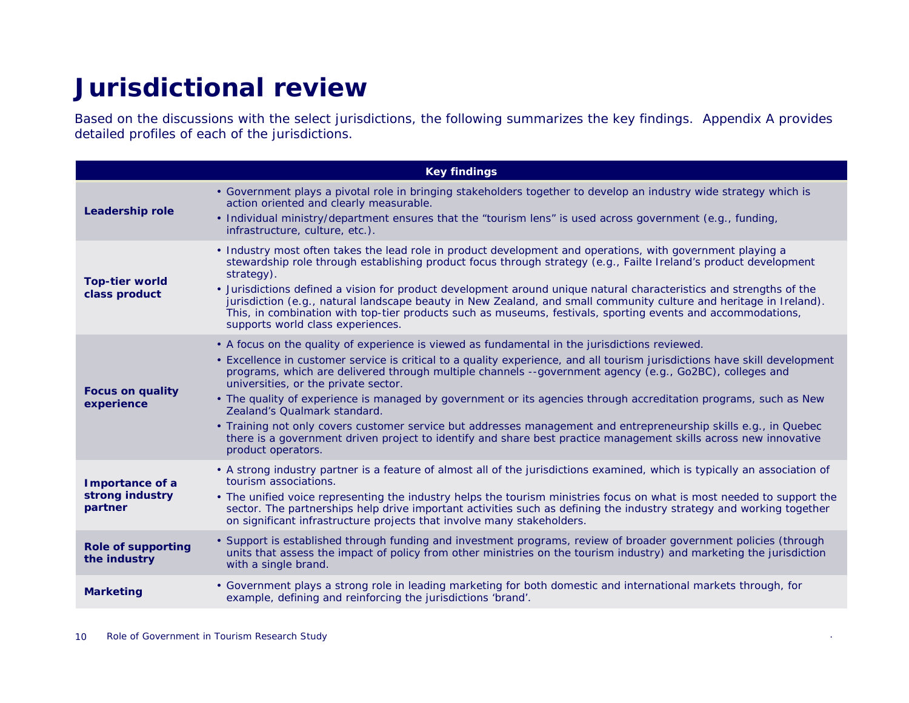# Jurisdictional review

Based on the discussions with the select jurisdictions, the following summarizes the key findings. Appendix A provides detailed profiles of each of the jurisdictions.

| | Key findings |
|---|---|
| **Leadership role** | • Government plays a pivotal role in bringing stakeholders together to develop an industry wide strategy which is action oriented and clearly measurable.<br>• Individual ministry/department ensures that the “tourism lens” is used across government (e.g., funding, infrastructure, culture, etc.). |
| **Top-tier world class product** | • Industry most often takes the lead role in product development and operations, with government playing a stewardship role through establishing product focus through strategy (e.g., Failte Ireland’s product development strategy).<br>• Jurisdictions defined a vision for product development around unique natural characteristics and strengths of the jurisdiction (e.g., natural landscape beauty in New Zealand, and small community culture and heritage in Ireland). This, in combination with top-tier products such as museums, festivals, sporting events and accommodations, supports world class experiences. |
| **Focus on quality experience** | • A focus on the quality of experience is viewed as fundamental in the jurisdictions reviewed.<br>• Excellence in customer service is critical to a quality experience, and all tourism jurisdictions have skill development programs, which are delivered through multiple channels --government agency (e.g., Go2BC), colleges and universities, or the private sector.<br>• The quality of experience is managed by government or its agencies through accreditation programs, such as New Zealand’s Qualmark standard.<br>• Training not only covers customer service but addresses management and entrepreneurship skills e.g., in Quebec there is a government driven project to identify and share best practice management skills across new innovative product operators. |
| **Importance of a strong industry partner** | • A strong industry partner is a feature of almost all of the jurisdictions examined, which is typically an association of tourism associations.<br>• The unified voice representing the industry helps the tourism ministries focus on what is most needed to support the sector. The partnerships help drive important activities such as defining the industry strategy and working together on significant infrastructure projects that involve many stakeholders. |
| **Role of supporting the industry** | • Support is established through funding and investment programs, review of broader government policies (through units that assess the impact of policy from other ministries on the tourism industry) and marketing the jurisdiction with a single brand. |
| **Marketing** | • Government plays a strong role in leading marketing for both domestic and international markets through, for example, defining and reinforcing the jurisdictions ‘brand’. |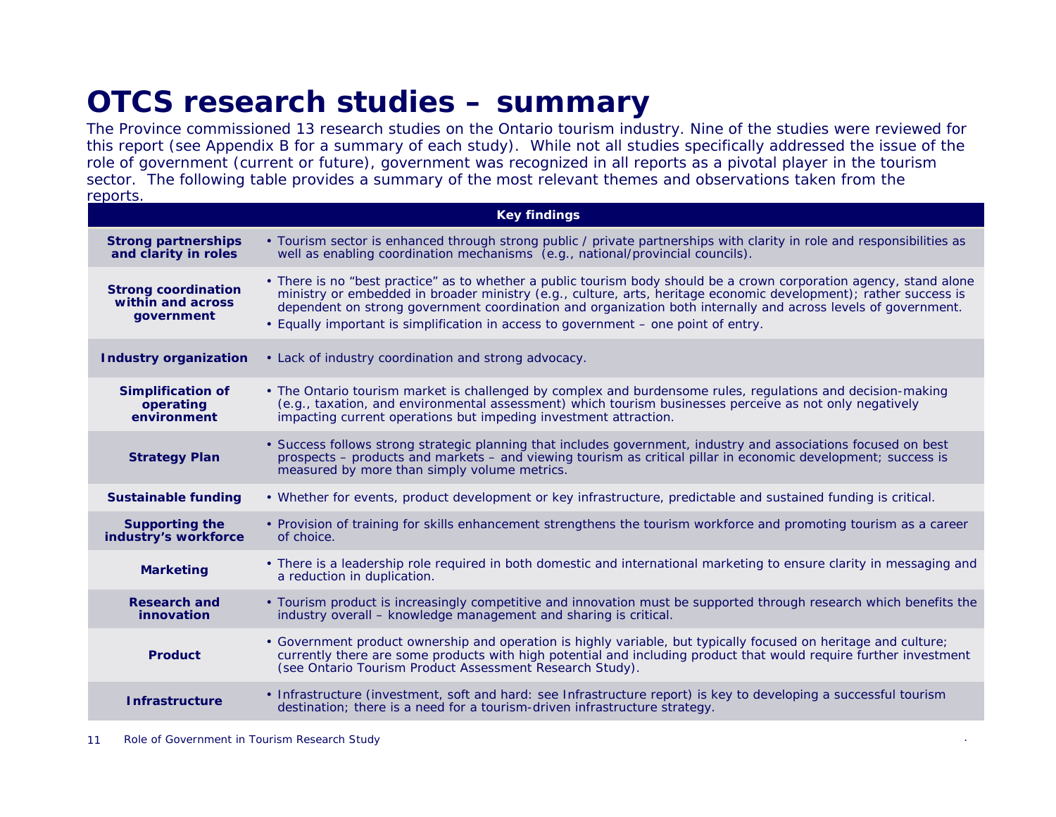# OTCS research studies – summary

The Province commissioned 13 research studies on the Ontario tourism industry. Nine of the studies were reviewed for this report (see Appendix B for a summary of each study). While not all studies specifically addressed the issue of the role of government (current or future), government was recognized in all reports as a pivotal player in the tourism sector. The following table provides a summary of the most relevant themes and observations taken from the reports.

| Key findings | |
|---|---|
| **Strong partnerships and clarity in roles** | • Tourism sector is enhanced through strong public / private partnerships with clarity in role and responsibilities as well as enabling coordination mechanisms (e.g., national/provincial councils). |
| **Strong coordination within and across government** | • There is no "best practice" as to whether a public tourism body should be a crown corporation agency, stand alone ministry or embedded in broader ministry (e.g., culture, arts, heritage economic development); rather success is dependent on strong government coordination and organization both internally and across levels of government.<br>• Equally important is simplification in access to government – one point of entry. |
| **Industry organization** | • Lack of industry coordination and strong advocacy. |
| **Simplification of operating environment** | • The Ontario tourism market is challenged by complex and burdensome rules, regulations and decision-making (e.g., taxation, and environmental assessment) which tourism businesses perceive as not only negatively impacting current operations but impeding investment attraction. |
| **Strategy Plan** | • Success follows strong strategic planning that includes government, industry and associations focused on best prospects – products and markets – and viewing tourism as critical pillar in economic development; success is measured by more than simply volume metrics. |
| **Sustainable funding** | • Whether for events, product development or key infrastructure, predictable and sustained funding is critical. |
| **Supporting the industry's workforce** | • Provision of training for skills enhancement strengthens the tourism workforce and promoting tourism as a career of choice. |
| **Marketing** | • There is a leadership role required in both domestic and international marketing to ensure clarity in messaging and a reduction in duplication. |
| **Research and innovation** | • Tourism product is increasingly competitive and innovation must be supported through research which benefits the industry overall – knowledge management and sharing is critical. |
| **Product** | • Government product ownership and operation is highly variable, but typically focused on heritage and culture; currently there are some products with high potential and including product that would require further investment (see Ontario Tourism Product Assessment Research Study). |
| **Infrastructure** | • Infrastructure (investment, soft and hard: see Infrastructure report) is key to developing a successful tourism destination; there is a need for a tourism-driven infrastructure strategy. |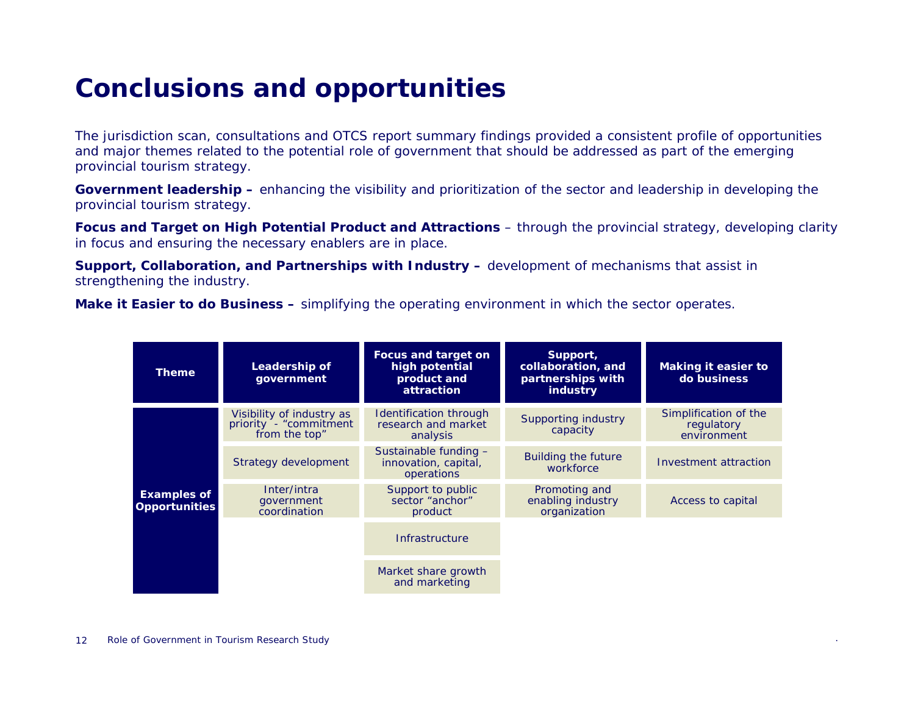# Conclusions and opportunities

The jurisdiction scan, consultations and OTCS report summary findings provided a consistent profile of opportunities and major themes related to the potential role of government that should be addressed as part of the emerging provincial tourism strategy.

**Government leadership –** enhancing the visibility and prioritization of the sector and leadership in developing the provincial tourism strategy.

**Focus and Target on High Potential Product and Attractions** – through the provincial strategy, developing clarity in focus and ensuring the necessary enablers are in place.

**Support, Collaboration, and Partnerships with Industry –** development of mechanisms that assist in strengthening the industry.

**Make it Easier to do Business –** simplifying the operating environment in which the sector operates.

| Theme | Leadership of government | Focus and target on high potential product and attraction | Support, collaboration, and partnerships with industry | Making it easier to do business |
|---|---|---|---|---|
| Examples of Opportunities | Visibility of industry as priority - "commitment from the top" | Identification through research and market analysis | Supporting industry capacity | Simplification of the regulatory environment |
| | Strategy development | Sustainable funding – innovation, capital, operations | Building the future workforce | Investment attraction |
| | Inter/intra government coordination | Support to public sector "anchor" product | Promoting and enabling industry organization | Access to capital |
| | | Infrastructure | | |
| | | Market share growth and marketing | | |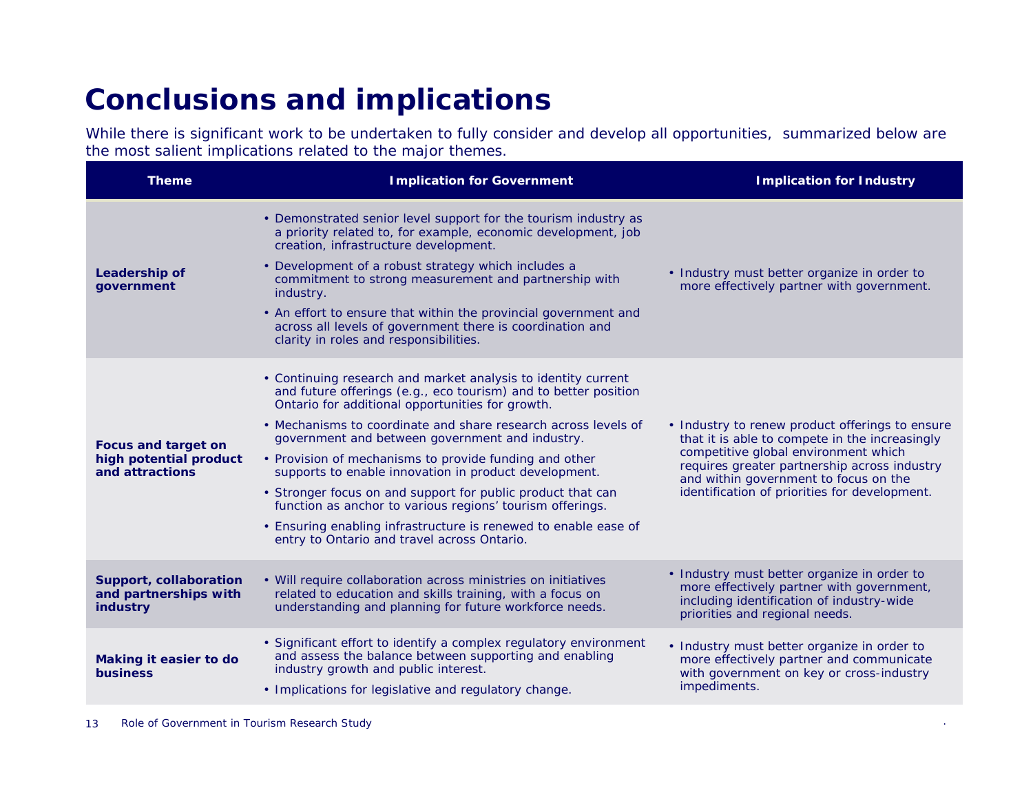# Conclusions and implications

While there is significant work to be undertaken to fully consider and develop all opportunities,  summarized below are the most salient implications related to the major themes.

| Theme | Implication for Government | Implication for Industry |
|---|---|---|
| **Leadership of government** | • Demonstrated senior level support for the tourism industry as a priority related to, for example, economic development, job creation, infrastructure development.<br>• Development of a robust strategy which includes a commitment to strong measurement and partnership with industry.<br>• An effort to ensure that within the provincial government and across all levels of government there is coordination and clarity in roles and responsibilities. | • Industry must better organize in order to more effectively partner with government. |
| **Focus and target on high potential product and attractions** | • Continuing research and market analysis to identity current and future offerings (e.g., eco tourism) and to better position Ontario for additional opportunities for growth.<br>• Mechanisms to coordinate and share research across levels of government and between government and industry.<br>• Provision of mechanisms to provide funding and other supports to enable innovation in product development.<br>• Stronger focus on and support for public product that can function as anchor to various regions' tourism offerings.<br>• Ensuring enabling infrastructure is renewed to enable ease of entry to Ontario and travel across Ontario. | • Industry to renew product offerings to ensure that it is able to compete in the increasingly competitive global environment which requires greater partnership across industry and within government to focus on the identification of priorities for development. |
| **Support, collaboration and partnerships with industry** | • Will require collaboration across ministries on initiatives related to education and skills training, with a focus on understanding and planning for future workforce needs. | • Industry must better organize in order to more effectively partner with government, including identification of industry-wide priorities and regional needs. |
| **Making it easier to do business** | • Significant effort to identify a complex regulatory environment and assess the balance between supporting and enabling industry growth and public interest.<br>• Implications for legislative and regulatory change. | • Industry must better organize in order to more effectively partner and communicate with government on key or cross-industry impediments. |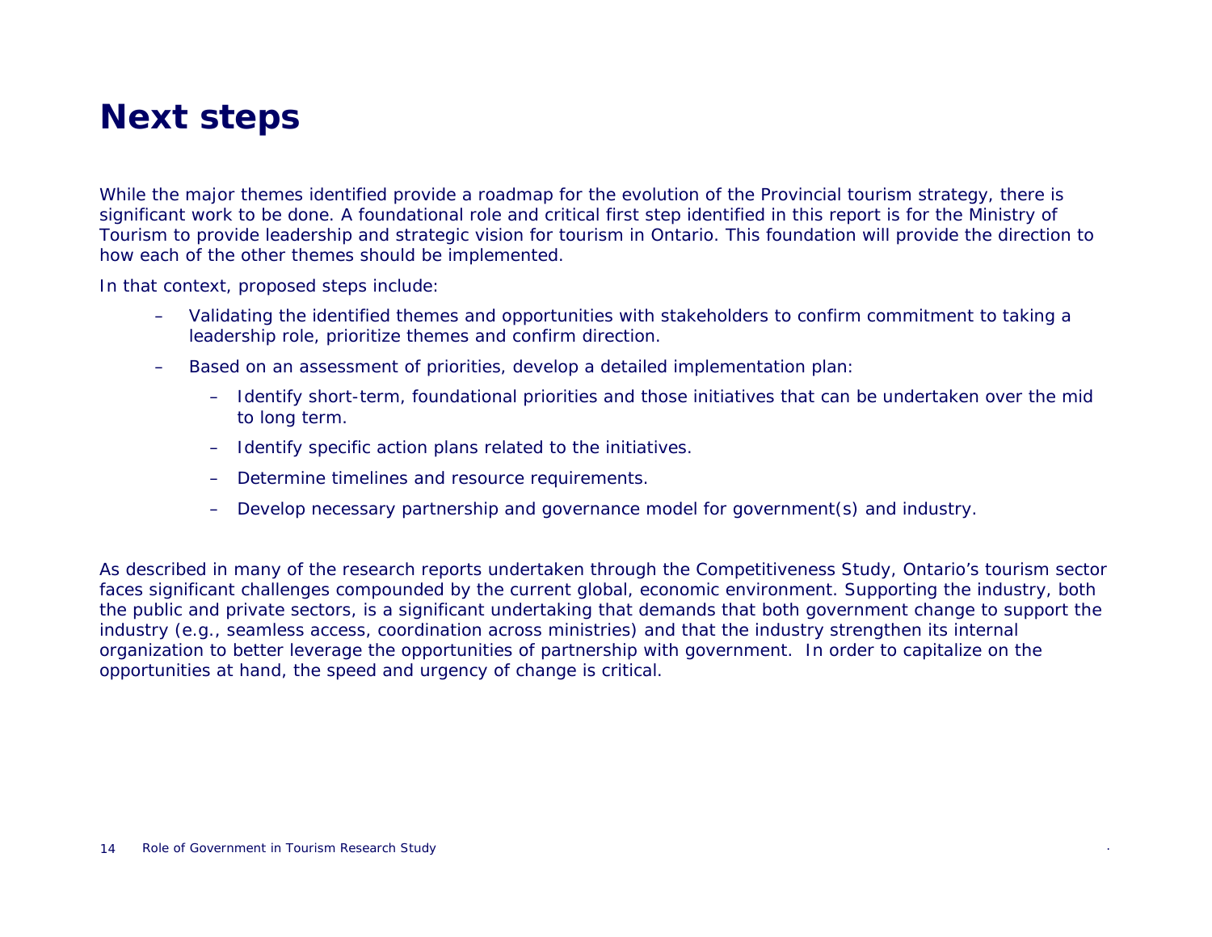# Next steps

While the major themes identified provide a roadmap for the evolution of the Provincial tourism strategy, there is significant work to be done. A foundational role and critical first step identified in this report is for the Ministry of Tourism to provide leadership and strategic vision for tourism in Ontario. This foundation will provide the direction to how each of the other themes should be implemented.

In that context, proposed steps include:

- Validating the identified themes and opportunities with stakeholders to confirm commitment to taking a leadership role, prioritize themes and confirm direction.
- Based on an assessment of priorities, develop a detailed implementation plan:
  - Identify short-term, foundational priorities and those initiatives that can be undertaken over the mid to long term.
  - Identify specific action plans related to the initiatives.
  - Determine timelines and resource requirements.
  - Develop necessary partnership and governance model for government(s) and industry.

As described in many of the research reports undertaken through the Competitiveness Study, Ontario's tourism sector faces significant challenges compounded by the current global, economic environment. Supporting the industry, both the public and private sectors, is a significant undertaking that demands that both government change to support the industry (e.g., seamless access, coordination across ministries) and that the industry strengthen its internal organization to better leverage the opportunities of partnership with government. In order to capitalize on the opportunities at hand, the speed and urgency of change is critical.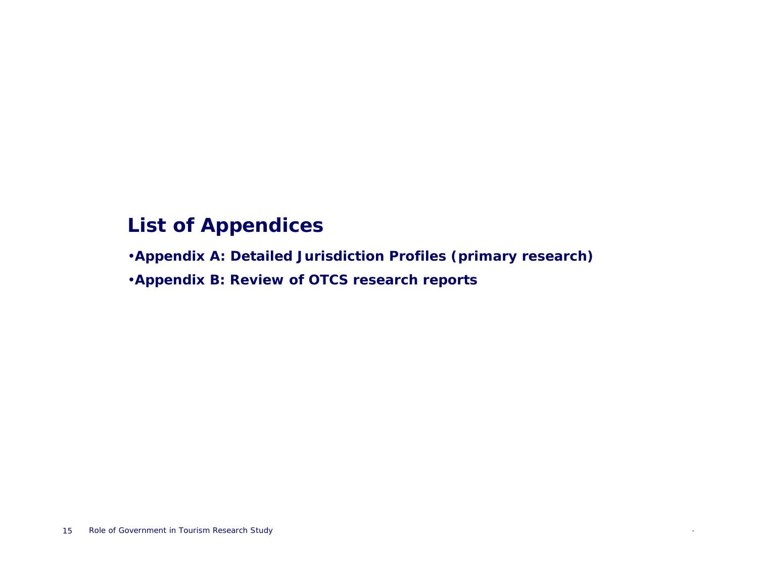## List of Appendices

- **Appendix A: Detailed Jurisdiction Profiles (primary research)**
- **Appendix B: Review of OTCS research reports**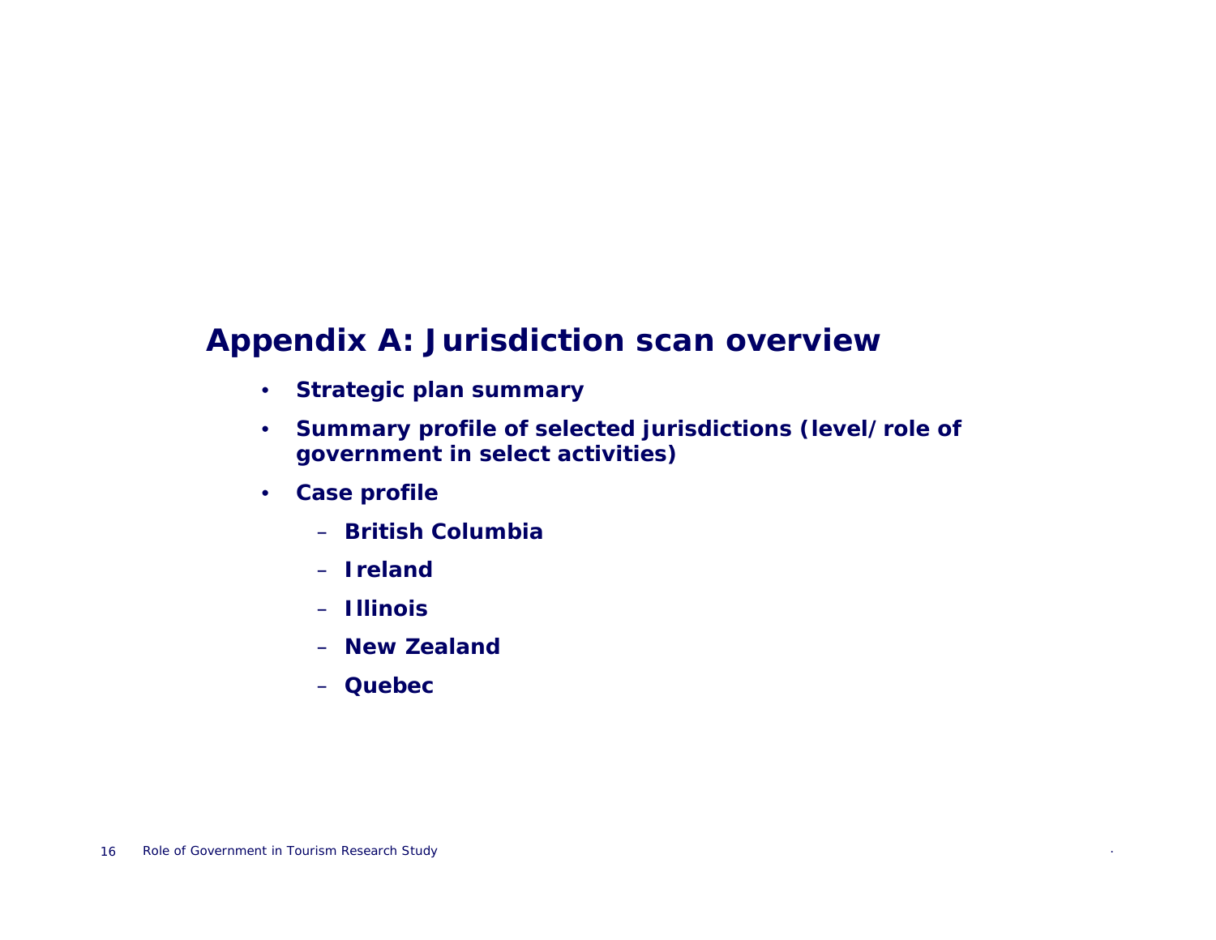## Appendix A: Jurisdiction scan overview

- **Strategic plan summary**
- **Summary profile of selected jurisdictions (level/role of government in select activities)**
- **Case profile**
  - **British Columbia**
  - **Ireland**
  - **Illinois**
  - **New Zealand**
  - **Quebec**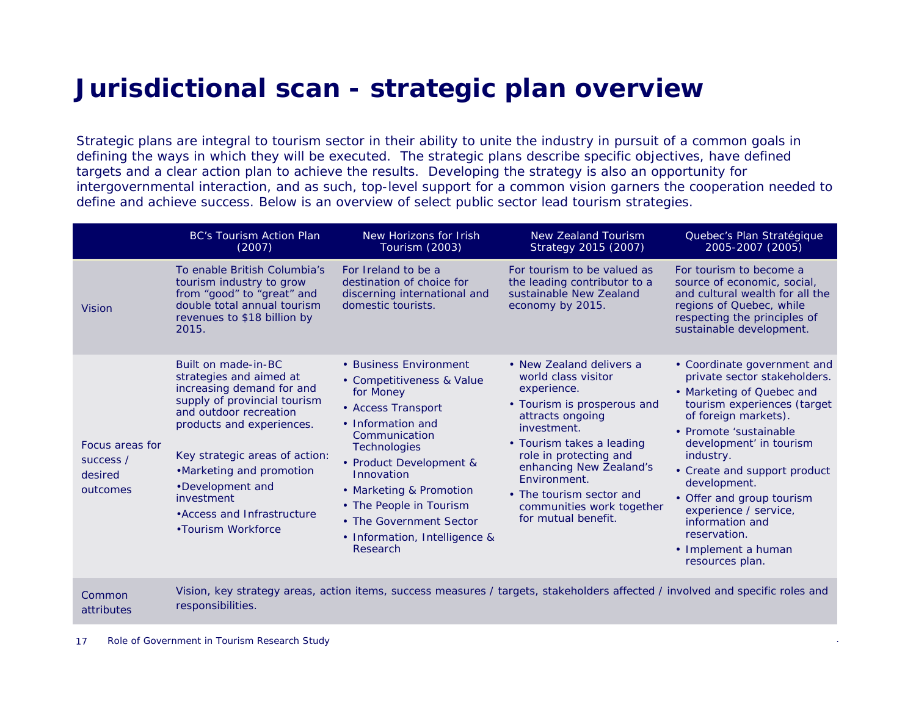# Jurisdictional scan - strategic plan overview

Strategic plans are integral to tourism sector in their ability to unite the industry in pursuit of a common goals in defining the ways in which they will be executed. The strategic plans describe specific objectives, have defined targets and a clear action plan to achieve the results. Developing the strategy is also an opportunity for intergovernmental interaction, and as such, top-level support for a common vision garners the cooperation needed to define and achieve success. Below is an overview of select public sector lead tourism strategies.

| | BC's Tourism Action Plan (2007) | New Horizons for Irish Tourism (2003) | New Zealand Tourism Strategy 2015 (2007) | Quebec's Plan Stratégique 2005-2007 (2005) |
|---|---|---|---|---|
| Vision | To enable British Columbia's tourism industry to grow from "good" to "great" and double total annual tourism revenues to $18 billion by 2015. | For Ireland to be a destination of choice for discerning international and domestic tourists. | For tourism to be valued as the leading contributor to a sustainable New Zealand economy by 2015. | For tourism to become a source of economic, social, and cultural wealth for all the regions of Quebec, while respecting the principles of sustainable development. |
| Focus areas for success / desired outcomes | Built on made-in-BC strategies and aimed at increasing demand for and supply of provincial tourism and outdoor recreation products and experiences.<br><br>Key strategic areas of action:<br>•Marketing and promotion<br>•Development and investment<br>•Access and Infrastructure<br>•Tourism Workforce | • Business Environment<br>• Competitiveness & Value for Money<br>• Access Transport<br>• Information and Communication Technologies<br>• Product Development & Innovation<br>• Marketing & Promotion<br>• The People in Tourism<br>• The Government Sector<br>• Information, Intelligence & Research | • New Zealand delivers a world class visitor experience.<br>• Tourism is prosperous and attracts ongoing investment.<br>• Tourism takes a leading role in protecting and enhancing New Zealand's Environment.<br>• The tourism sector and communities work together for mutual benefit. | • Coordinate government and private sector stakeholders.<br>• Marketing of Quebec and tourism experiences (target of foreign markets).<br>• Promote 'sustainable development' in tourism industry.<br>• Create and support product development.<br>• Offer and group tourism experience / service, information and reservation.<br>• Implement a human resources plan. |
| Common attributes | Vision, key strategy areas, action items, success measures / targets, stakeholders affected / involved and specific roles and responsibilities. | | | |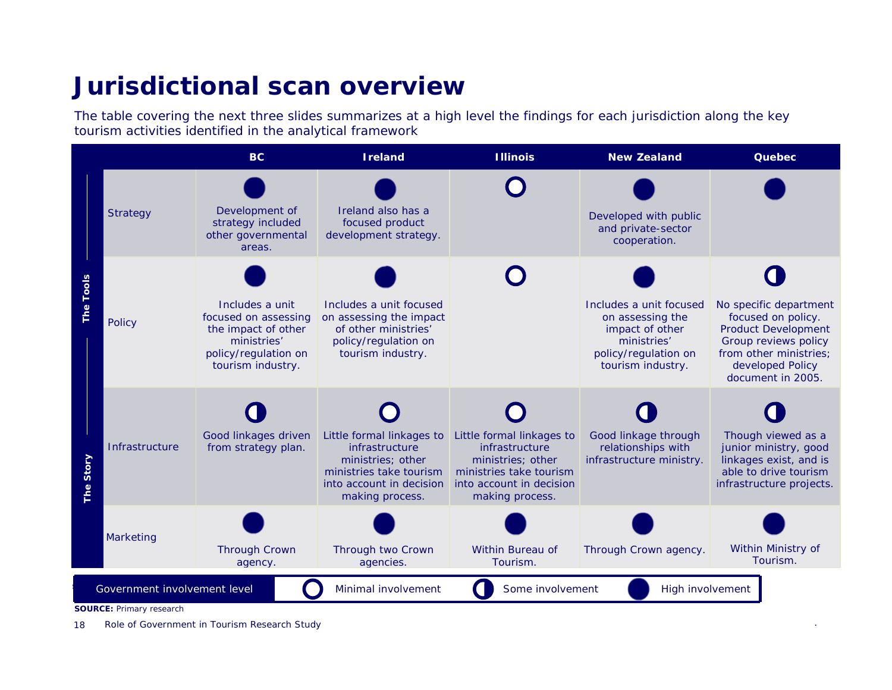# Jurisdictional scan overview

The table covering the next three slides summarizes at a high level the findings for each jurisdiction along the key tourism activities identified in the analytical framework

| | | BC | Ireland | Illinois | New Zealand | Quebec |
|---|---|---|---|---|---|---|
| The Tools | Strategy | High involvement. Development of strategy included other governmental areas. | High involvement. Ireland also has a focused product development strategy. | Minimal involvement. | High involvement. Developed with public and private-sector cooperation. | High involvement. |
| | Policy | High involvement. Includes a unit focused on assessing the impact of other ministries' policy/regulation on tourism industry. | High involvement. Includes a unit focused on assessing the impact of other ministries' policy/regulation on tourism industry. | Minimal involvement. | High involvement. Includes a unit focused on assessing the impact of other ministries' policy/regulation on tourism industry. | Some involvement. No specific department focused on policy. Product Development Group reviews policy from other ministries; developed Policy document in 2005. |
| The Story | Infrastructure | Some involvement. Good linkages driven from strategy plan. | Minimal involvement. Little formal linkages to infrastructure ministries; other ministries take tourism into account in decision making process. | Minimal involvement. Little formal linkages to infrastructure ministries; other ministries take tourism into account in decision making process. | Some involvement. Good linkage through relationships with infrastructure ministry. | Some involvement. Though viewed as a junior ministry, good linkages exist, and is able to drive tourism infrastructure projects. |
| | Marketing | High involvement. Through Crown agency. | High involvement. Through two Crown agencies. | High involvement. Within Bureau of Tourism. | High involvement. Through Crown agency. | High involvement. Within Ministry of Tourism. |

Government involvement level: ○ Minimal involvement ◑ Some involvement ● High involvement

**SOURCE:** Primary research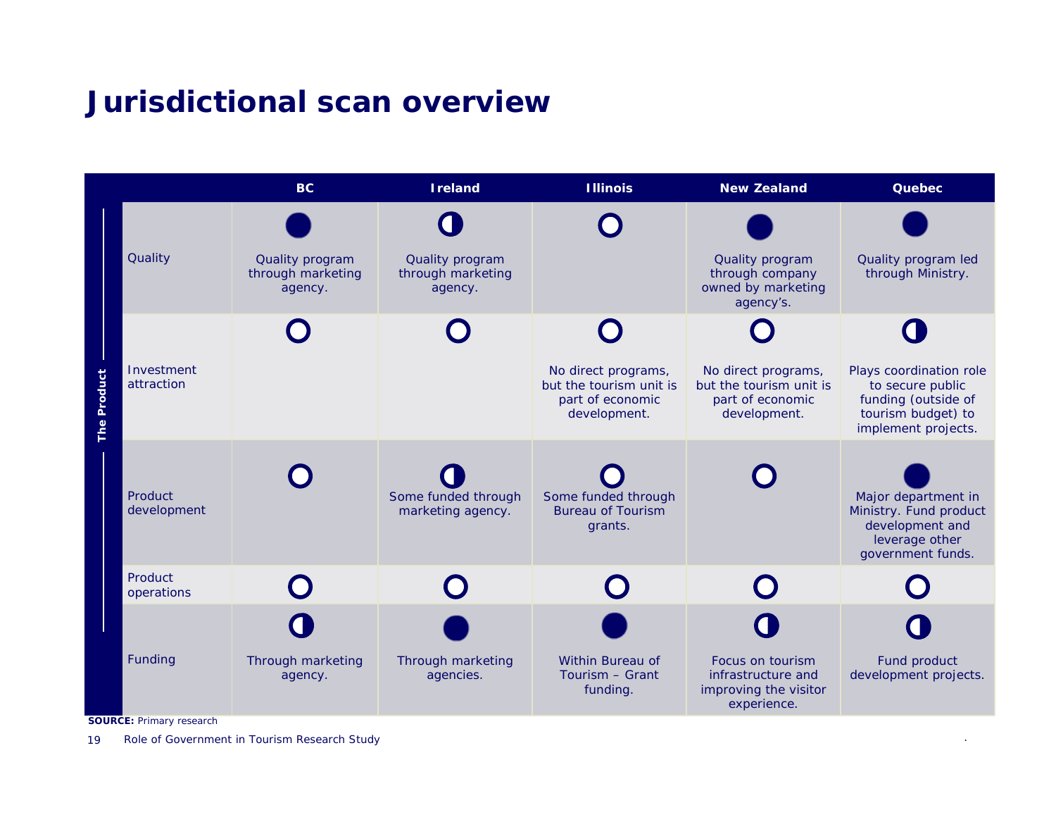# Jurisdictional scan overview

| | | BC | Ireland | Illinois | New Zealand | Quebec |
|---|---|---|---|---|---|---|
| The Product | Quality | ● Quality program through marketing agency. | ◐ Quality program through marketing agency. | ○ | ● Quality program through company owned by marketing agency's. | ● Quality program led through Ministry. |
| | Investment attraction | ○ | ○ | ○ No direct programs, but the tourism unit is part of economic development. | ○ No direct programs, but the tourism unit is part of economic development. | ◐ Plays coordination role to secure public funding (outside of tourism budget) to implement projects. |
| | Product development | ○ | ◐ Some funded through marketing agency. | ○ Some funded through Bureau of Tourism grants. | ○ | ● Major department in Ministry. Fund product development and leverage other government funds. |
| | Product operations | ○ | ○ | ○ | ○ | ○ |
| | Funding | ◐ Through marketing agency. | ● Through marketing agencies. | ● Within Bureau of Tourism – Grant funding. | ◐ Focus on tourism infrastructure and improving the visitor experience. | ◐ Fund product development projects. |

**SOURCE:** Primary research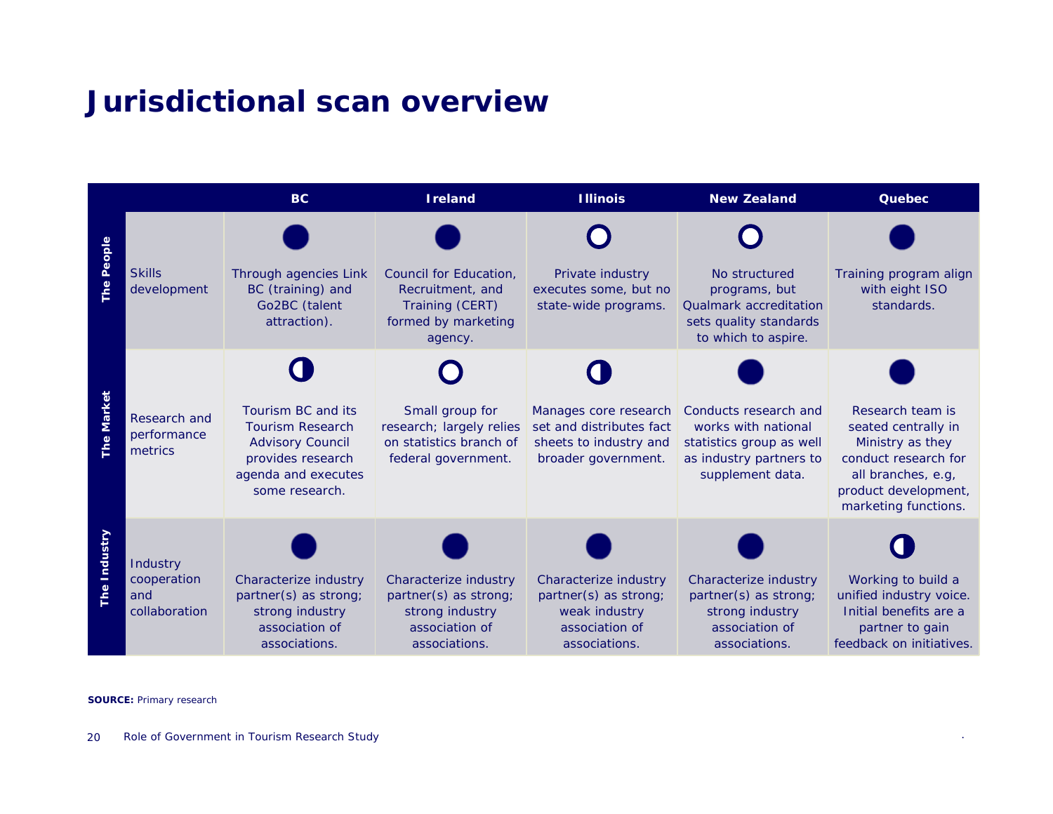# Jurisdictional scan overview

| | | BC | Ireland | Illinois | New Zealand | Quebec |
|---|---|---|---|---|---|---|
| The People | Skills development | ● Through agencies Link BC (training) and Go2BC (talent attraction). | ● Council for Education, Recruitment, and Training (CERT) formed by marketing agency. | ○ Private industry executes some, but no state-wide programs. | ○ No structured programs, but Qualmark accreditation sets quality standards to which to aspire. | ● Training program align with eight ISO standards. |
| The Market | Research and performance metrics | ◐ Tourism BC and its Tourism Research Advisory Council provides research agenda and executes some research. | ○ Small group for research; largely relies on statistics branch of federal government. | ◐ Manages core research set and distributes fact sheets to industry and broader government. | ● Conducts research and works with national statistics group as well as industry partners to supplement data. | ● Research team is seated centrally in Ministry as they conduct research for all branches, e.g, product development, marketing functions. |
| The Industry | Industry cooperation and collaboration | ● Characterize industry partner(s) as strong; strong industry association of associations. | ● Characterize industry partner(s) as strong; strong industry association of associations. | ● Characterize industry partner(s) as strong; weak industry association of associations. | ● Characterize industry partner(s) as strong; strong industry association of associations. | ◐ Working to build a unified industry voice. Initial benefits are a partner to gain feedback on initiatives. |

**SOURCE:** Primary research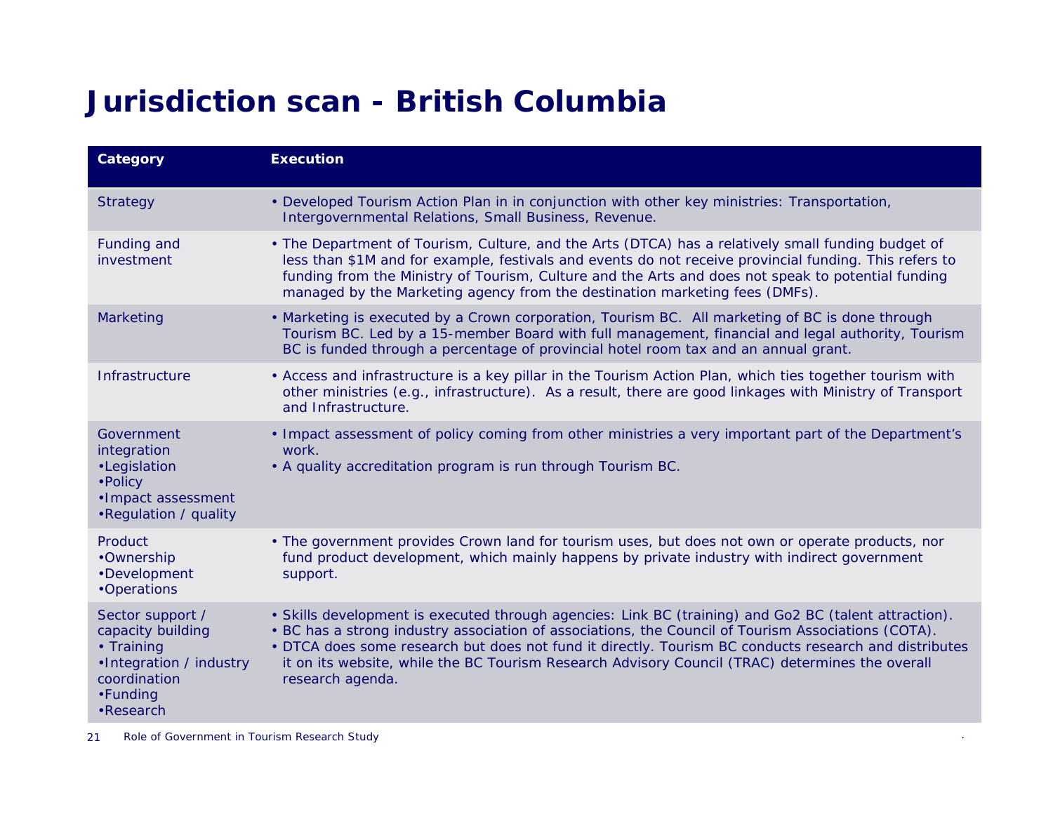# Jurisdiction scan - British Columbia

| Category | Execution |
|---|---|
| Strategy | • Developed Tourism Action Plan in in conjunction with other key ministries: Transportation, Intergovernmental Relations, Small Business, Revenue. |
| Funding and investment | • The Department of Tourism, Culture, and the Arts (DTCA) has a relatively small funding budget of less than $1M and for example, festivals and events do not receive provincial funding. This refers to funding from the Ministry of Tourism, Culture and the Arts and does not speak to potential funding managed by the Marketing agency from the destination marketing fees (DMFs). |
| Marketing | • Marketing is executed by a Crown corporation, Tourism BC. All marketing of BC is done through Tourism BC. Led by a 15-member Board with full management, financial and legal authority, Tourism BC is funded through a percentage of provincial hotel room tax and an annual grant. |
| Infrastructure | • Access and infrastructure is a key pillar in the Tourism Action Plan, which ties together tourism with other ministries (e.g., infrastructure). As a result, there are good linkages with Ministry of Transport and Infrastructure. |
| Government integration<br>•Legislation<br>•Policy<br>•Impact assessment<br>•Regulation / quality | • Impact assessment of policy coming from other ministries a very important part of the Department's work.<br>• A quality accreditation program is run through Tourism BC. |
| Product<br>•Ownership<br>•Development<br>•Operations | • The government provides Crown land for tourism uses, but does not own or operate products, nor fund product development, which mainly happens by private industry with indirect government support. |
| Sector support / capacity building<br>• Training<br>•Integration / industry coordination<br>•Funding<br>•Research | • Skills development is executed through agencies: Link BC (training) and Go2 BC (talent attraction).<br>• BC has a strong industry association of associations, the Council of Tourism Associations (COTA).<br>• DTCA does some research but does not fund it directly. Tourism BC conducts research and distributes it on its website, while the BC Tourism Research Advisory Council (TRAC) determines the overall research agenda. |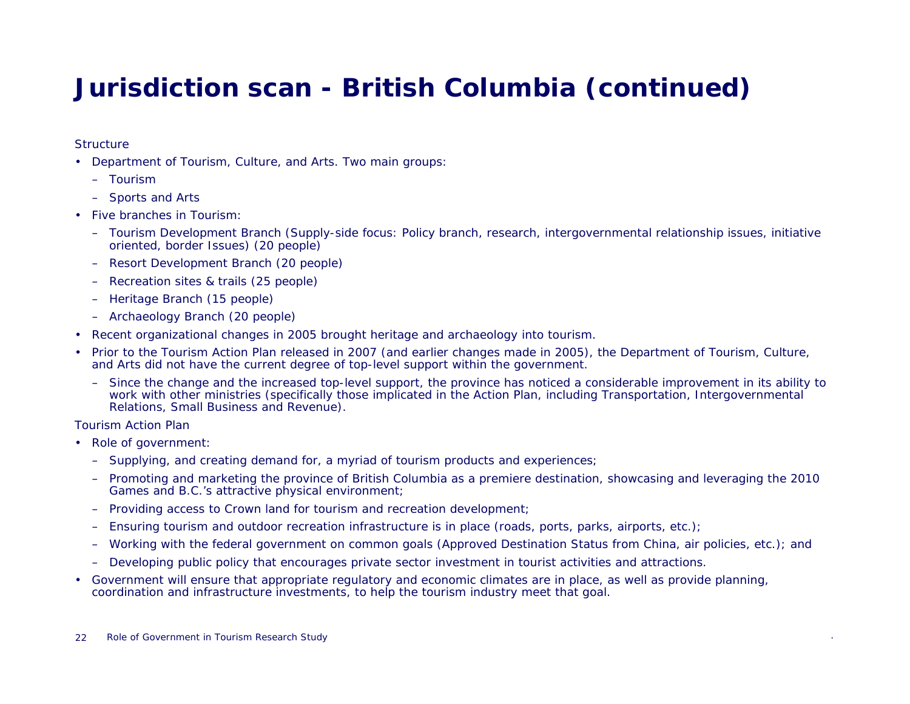# Jurisdiction scan - British Columbia (continued)

Structure

- Department of Tourism, Culture, and Arts. Two main groups:
  - Tourism
  - Sports and Arts
- Five branches in Tourism:
  - Tourism Development Branch (Supply-side focus: Policy branch, research, intergovernmental relationship issues, initiative oriented, border Issues) (20 people)
  - Resort Development Branch (20 people)
  - Recreation sites & trails (25 people)
  - Heritage Branch (15 people)
  - Archaeology Branch (20 people)
- Recent organizational changes in 2005 brought heritage and archaeology into tourism.
- Prior to the Tourism Action Plan released in 2007 (and earlier changes made in 2005), the Department of Tourism, Culture, and Arts did not have the current degree of top-level support within the government.
  - Since the change and the increased top-level support, the province has noticed a considerable improvement in its ability to work with other ministries (specifically those implicated in the Action Plan, including Transportation, Intergovernmental Relations, Small Business and Revenue).

Tourism Action Plan

- Role of government:
  - Supplying, and creating demand for, a myriad of tourism products and experiences;
  - Promoting and marketing the province of British Columbia as a premiere destination, showcasing and leveraging the 2010 Games and B.C.'s attractive physical environment;
  - Providing access to Crown land for tourism and recreation development;
  - Ensuring tourism and outdoor recreation infrastructure is in place (roads, ports, parks, airports, etc.);
  - Working with the federal government on common goals (Approved Destination Status from China, air policies, etc.); and
  - Developing public policy that encourages private sector investment in tourist activities and attractions.
- Government will ensure that appropriate regulatory and economic climates are in place, as well as provide planning, coordination and infrastructure investments, to help the tourism industry meet that goal.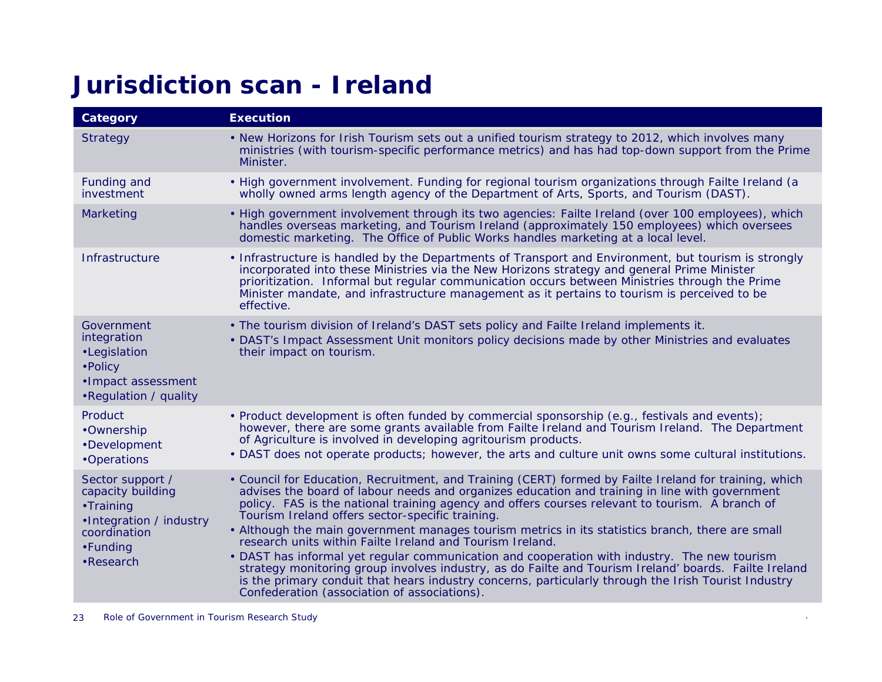# Jurisdiction scan - Ireland

| Category | Execution |
|---|---|
| Strategy | • New Horizons for Irish Tourism sets out a unified tourism strategy to 2012, which involves many ministries (with tourism-specific performance metrics) and has had top-down support from the Prime Minister. |
| Funding and investment | • High government involvement. Funding for regional tourism organizations through Failte Ireland (a wholly owned arms length agency of the Department of Arts, Sports, and Tourism (DAST). |
| Marketing | • High government involvement through its two agencies: Failte Ireland (over 100 employees), which handles overseas marketing, and Tourism Ireland (approximately 150 employees) which oversees domestic marketing. The Office of Public Works handles marketing at a local level. |
| Infrastructure | • Infrastructure is handled by the Departments of Transport and Environment, but tourism is strongly incorporated into these Ministries via the New Horizons strategy and general Prime Minister prioritization. Informal but regular communication occurs between Ministries through the Prime Minister mandate, and infrastructure management as it pertains to tourism is perceived to be effective. |
| Government integration<br>•Legislation<br>•Policy<br>•Impact assessment<br>•Regulation / quality | • The tourism division of Ireland's DAST sets policy and Failte Ireland implements it.<br>• DAST's Impact Assessment Unit monitors policy decisions made by other Ministries and evaluates their impact on tourism. |
| Product<br>•Ownership<br>•Development<br>•Operations | • Product development is often funded by commercial sponsorship (e.g., festivals and events); however, there are some grants available from Failte Ireland and Tourism Ireland. The Department of Agriculture is involved in developing agritourism products.<br>• DAST does not operate products; however, the arts and culture unit owns some cultural institutions. |
| Sector support / capacity building<br>•Training<br>•Integration / industry coordination<br>•Funding<br>•Research | • Council for Education, Recruitment, and Training (CERT) formed by Failte Ireland for training, which advises the board of labour needs and organizes education and training in line with government policy. FAS is the national training agency and offers courses relevant to tourism. A branch of Tourism Ireland offers sector-specific training.<br>• Although the main government manages tourism metrics in its statistics branch, there are small research units within Failte Ireland and Tourism Ireland.<br>• DAST has informal yet regular communication and cooperation with industry. The new tourism strategy monitoring group involves industry, as do Failte and Tourism Ireland' boards. Failte Ireland is the primary conduit that hears industry concerns, particularly through the Irish Tourist Industry Confederation (association of associations). |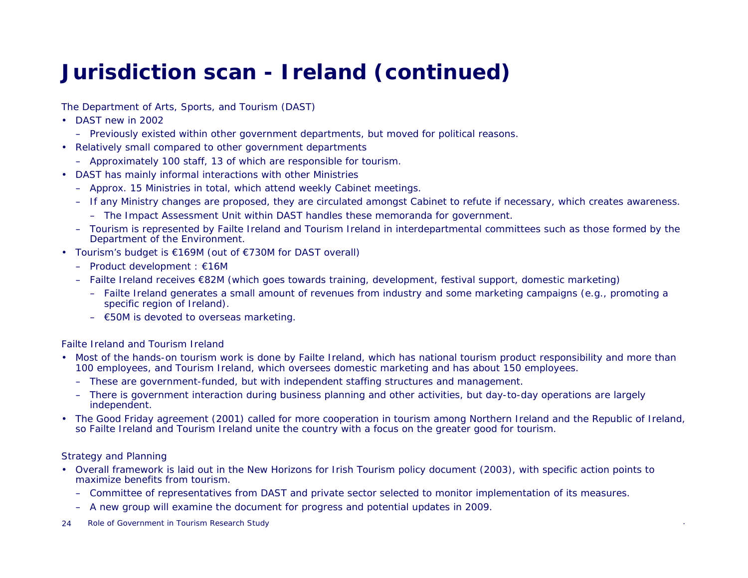# Jurisdiction scan - Ireland (continued)

The Department of Arts, Sports, and Tourism (DAST)

- DAST new in 2002
  - Previously existed within other government departments, but moved for political reasons.
- Relatively small compared to other government departments
  - Approximately 100 staff, 13 of which are responsible for tourism.
- DAST has mainly informal interactions with other Ministries
  - Approx. 15 Ministries in total, which attend weekly Cabinet meetings.
  - If any Ministry changes are proposed, they are circulated amongst Cabinet to refute if necessary, which creates awareness.
    - The Impact Assessment Unit within DAST handles these memoranda for government.
  - Tourism is represented by Failte Ireland and Tourism Ireland in interdepartmental committees such as those formed by the Department of the Environment.
- Tourism's budget is €169M (out of €730M for DAST overall)
  - Product development : €16M
  - Failte Ireland receives €82M (which goes towards training, development, festival support, domestic marketing)
    - Failte Ireland generates a small amount of revenues from industry and some marketing campaigns (e.g., promoting a specific region of Ireland).
    - €50M is devoted to overseas marketing.

Failte Ireland and Tourism Ireland

- Most of the hands-on tourism work is done by Failte Ireland, which has national tourism product responsibility and more than 100 employees, and Tourism Ireland, which oversees domestic marketing and has about 150 employees.
  - These are government-funded, but with independent staffing structures and management.
  - There is government interaction during business planning and other activities, but day-to-day operations are largely independent.
- The Good Friday agreement (2001) called for more cooperation in tourism among Northern Ireland and the Republic of Ireland, so Failte Ireland and Tourism Ireland unite the country with a focus on the greater good for tourism.

Strategy and Planning

- Overall framework is laid out in the New Horizons for Irish Tourism policy document (2003), with specific action points to maximize benefits from tourism.
  - Committee of representatives from DAST and private sector selected to monitor implementation of its measures.
  - A new group will examine the document for progress and potential updates in 2009.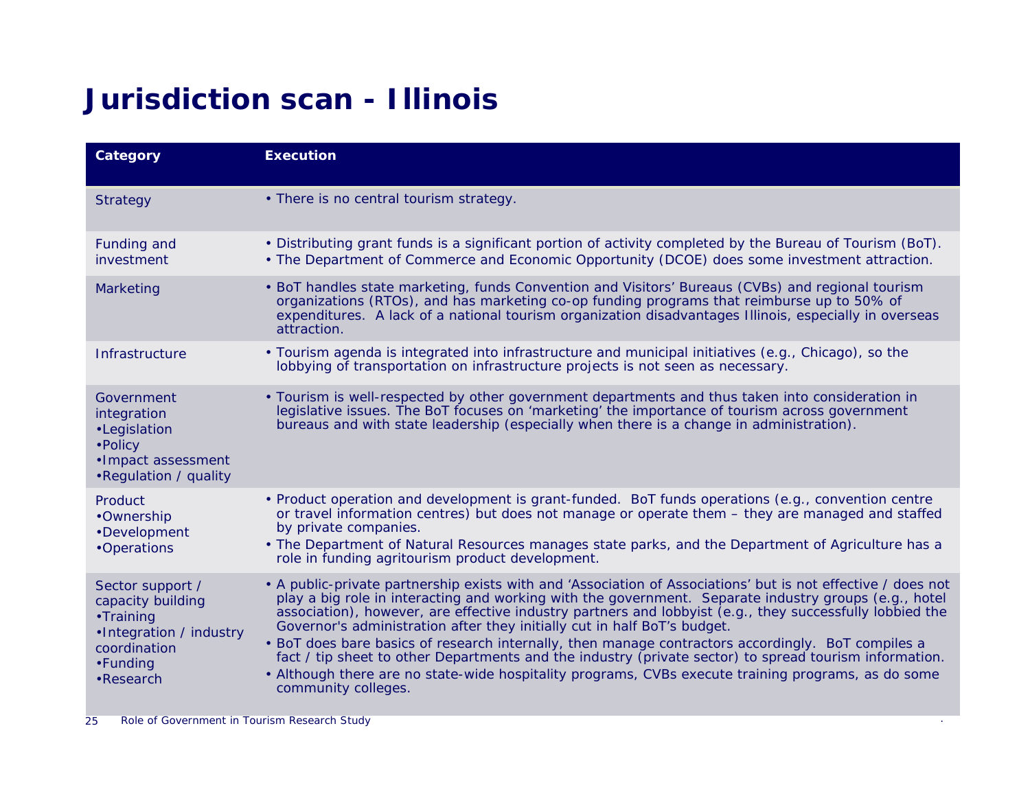# Jurisdiction scan - Illinois

| Category | Execution |
|---|---|
| Strategy | • There is no central tourism strategy. |
| Funding and investment | • Distributing grant funds is a significant portion of activity completed by the Bureau of Tourism (BoT).<br>• The Department of Commerce and Economic Opportunity (DCOE) does some investment attraction. |
| Marketing | • BoT handles state marketing, funds Convention and Visitors' Bureaus (CVBs) and regional tourism organizations (RTOs), and has marketing co-op funding programs that reimburse up to 50% of expenditures. A lack of a national tourism organization disadvantages Illinois, especially in overseas attraction. |
| Infrastructure | • Tourism agenda is integrated into infrastructure and municipal initiatives (e.g., Chicago), so the lobbying of transportation on infrastructure projects is not seen as necessary. |
| Government integration<br>•Legislation<br>•Policy<br>•Impact assessment<br>•Regulation / quality | • Tourism is well-respected by other government departments and thus taken into consideration in legislative issues. The BoT focuses on 'marketing' the importance of tourism across government bureaus and with state leadership (especially when there is a change in administration). |
| Product<br>•Ownership<br>•Development<br>•Operations | • Product operation and development is grant-funded. BoT funds operations (e.g., convention centre or travel information centres) but does not manage or operate them – they are managed and staffed by private companies.<br>• The Department of Natural Resources manages state parks, and the Department of Agriculture has a role in funding agritourism product development. |
| Sector support / capacity building<br>•Training<br>•Integration / industry coordination<br>•Funding<br>•Research | • A public-private partnership exists with and 'Association of Associations' but is not effective / does not play a big role in interacting and working with the government. Separate industry groups (e.g., hotel association), however, are effective industry partners and lobbyist (e.g., they successfully lobbied the Governor's administration after they initially cut in half BoT's budget.<br>• BoT does bare basics of research internally, then manage contractors accordingly. BoT compiles a fact / tip sheet to other Departments and the industry (private sector) to spread tourism information.<br>• Although there are no state-wide hospitality programs, CVBs execute training programs, as do some community colleges. |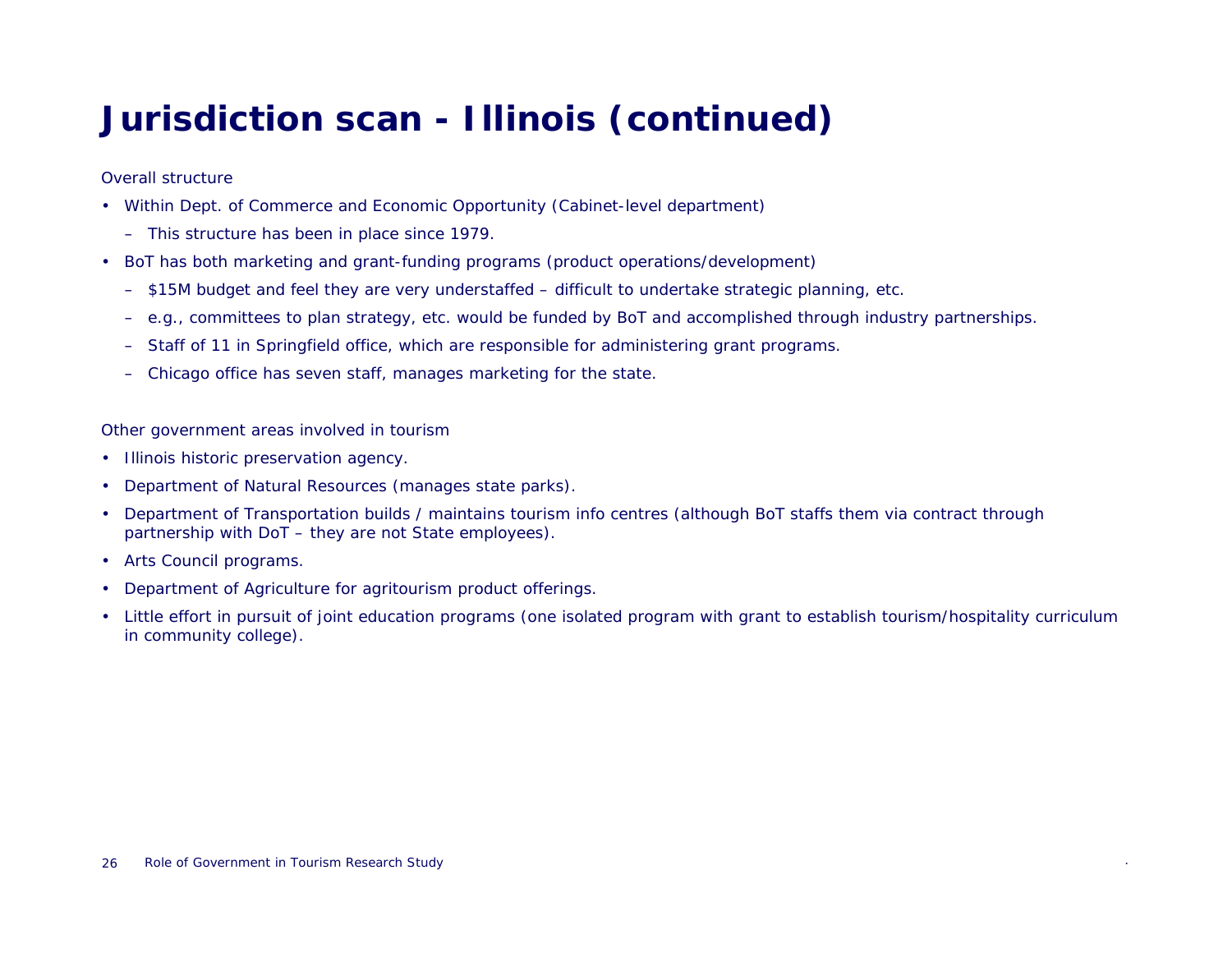# Jurisdiction scan - Illinois (continued)

Overall structure

- Within Dept. of Commerce and Economic Opportunity (Cabinet-level department)
  - This structure has been in place since 1979.
- BoT has both marketing and grant-funding programs (product operations/development)
  - $15M budget and feel they are very understaffed – difficult to undertake strategic planning, etc.
  - e.g., committees to plan strategy, etc. would be funded by BoT and accomplished through industry partnerships.
  - Staff of 11 in Springfield office, which are responsible for administering grant programs.
  - Chicago office has seven staff, manages marketing for the state.

Other government areas involved in tourism

- Illinois historic preservation agency.
- Department of Natural Resources (manages state parks).
- Department of Transportation builds / maintains tourism info centres (although BoT staffs them via contract through partnership with DoT – they are not State employees).
- Arts Council programs.
- Department of Agriculture for agritourism product offerings.
- Little effort in pursuit of joint education programs (one isolated program with grant to establish tourism/hospitality curriculum in community college).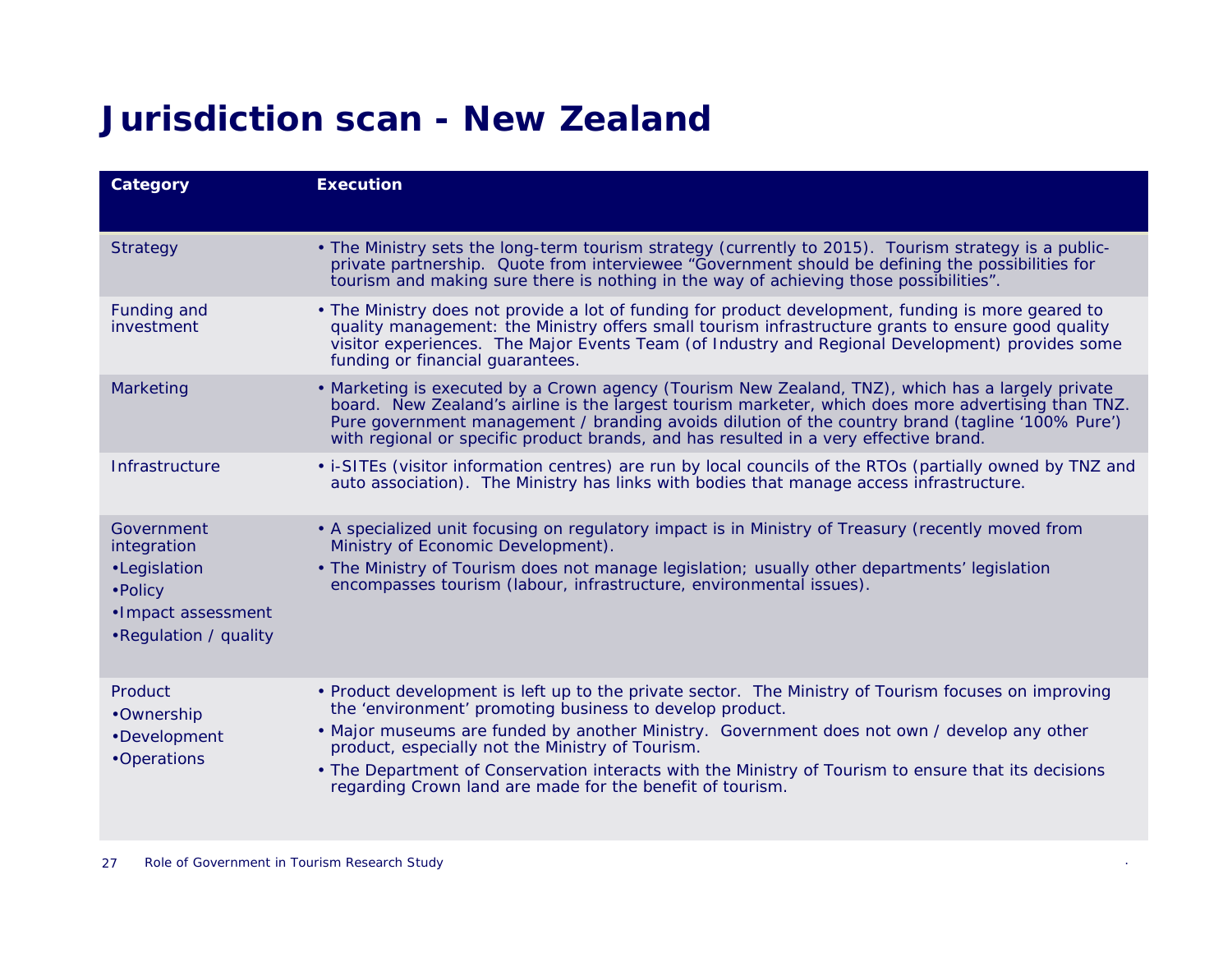# Jurisdiction scan - New Zealand

| Category | Execution |
| --- | --- |
| Strategy | • The Ministry sets the long-term tourism strategy (currently to 2015). Tourism strategy is a public-private partnership. Quote from interviewee "Government should be defining the possibilities for tourism and making sure there is nothing in the way of achieving those possibilities". |
| Funding and investment | • The Ministry does not provide a lot of funding for product development, funding is more geared to quality management: the Ministry offers small tourism infrastructure grants to ensure good quality visitor experiences. The Major Events Team (of Industry and Regional Development) provides some funding or financial guarantees. |
| Marketing | • Marketing is executed by a Crown agency (Tourism New Zealand, TNZ), which has a largely private board. New Zealand's airline is the largest tourism marketer, which does more advertising than TNZ. Pure government management / branding avoids dilution of the country brand (tagline '100% Pure') with regional or specific product brands, and has resulted in a very effective brand. |
| Infrastructure | • i-SITEs (visitor information centres) are run by local councils of the RTOs (partially owned by TNZ and auto association). The Ministry has links with bodies that manage access infrastructure. |
| Government integration<br>•Legislation<br>•Policy<br>•Impact assessment<br>•Regulation / quality | • A specialized unit focusing on regulatory impact is in Ministry of Treasury (recently moved from Ministry of Economic Development).<br>• The Ministry of Tourism does not manage legislation; usually other departments' legislation encompasses tourism (labour, infrastructure, environmental issues). |
| Product<br>•Ownership<br>•Development<br>•Operations | • Product development is left up to the private sector. The Ministry of Tourism focuses on improving the 'environment' promoting business to develop product.<br>• Major museums are funded by another Ministry. Government does not own / develop any other product, especially not the Ministry of Tourism.<br>• The Department of Conservation interacts with the Ministry of Tourism to ensure that its decisions regarding Crown land are made for the benefit of tourism. |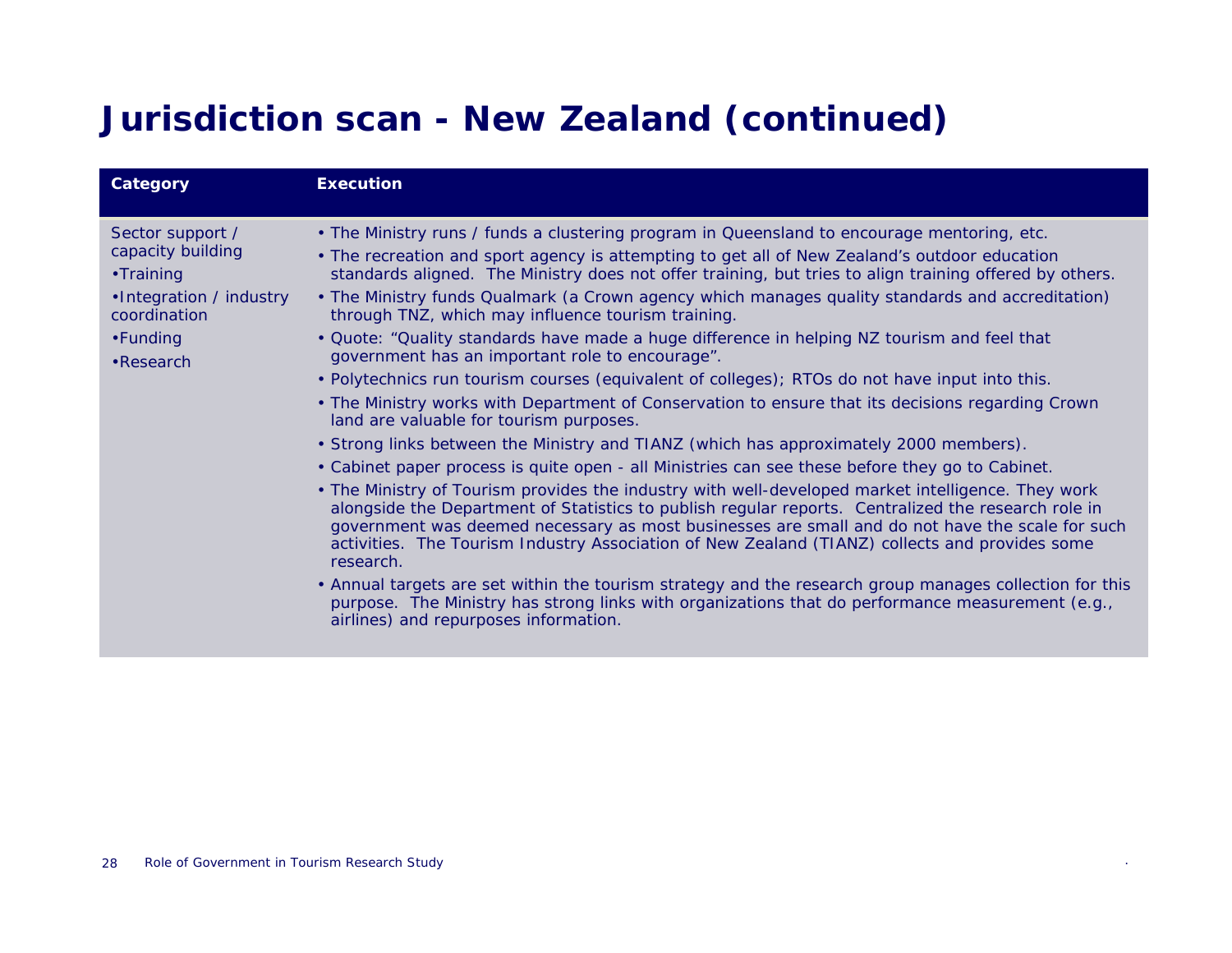# Jurisdiction scan - New Zealand (continued)

| Category | Execution |
|---|---|
| Sector support / capacity building<br>•Training<br>•Integration / industry coordination<br>•Funding<br>•Research | • The Ministry runs / funds a clustering program in Queensland to encourage mentoring, etc.<br>• The recreation and sport agency is attempting to get all of New Zealand's outdoor education standards aligned. The Ministry does not offer training, but tries to align training offered by others.<br>• The Ministry funds Qualmark (a Crown agency which manages quality standards and accreditation) through TNZ, which may influence tourism training.<br>• Quote: "Quality standards have made a huge difference in helping NZ tourism and feel that government has an important role to encourage".<br>• Polytechnics run tourism courses (equivalent of colleges); RTOs do not have input into this.<br>• The Ministry works with Department of Conservation to ensure that its decisions regarding Crown land are valuable for tourism purposes.<br>• Strong links between the Ministry and TIANZ (which has approximately 2000 members).<br>• Cabinet paper process is quite open - all Ministries can see these before they go to Cabinet.<br>• The Ministry of Tourism provides the industry with well-developed market intelligence. They work alongside the Department of Statistics to publish regular reports. Centralized the research role in government was deemed necessary as most businesses are small and do not have the scale for such activities. The Tourism Industry Association of New Zealand (TIANZ) collects and provides some research.<br>• Annual targets are set within the tourism strategy and the research group manages collection for this purpose. The Ministry has strong links with organizations that do performance measurement (e.g., airlines) and repurposes information. |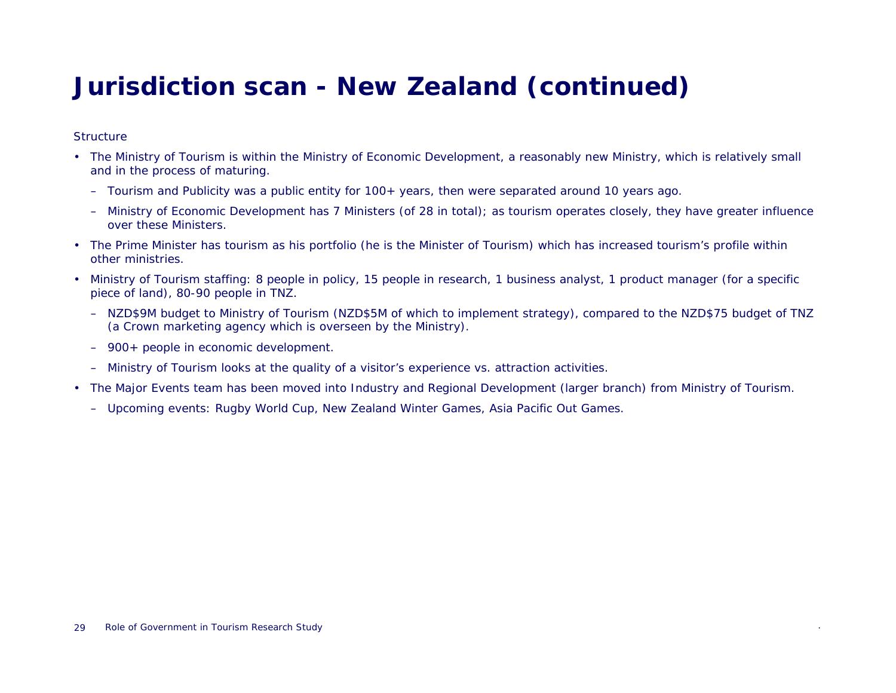# Jurisdiction scan - New Zealand (continued)

Structure

- The Ministry of Tourism is within the Ministry of Economic Development, a reasonably new Ministry, which is relatively small and in the process of maturing.
  - Tourism and Publicity was a public entity for 100+ years, then were separated around 10 years ago.
  - Ministry of Economic Development has 7 Ministers (of 28 in total); as tourism operates closely, they have greater influence over these Ministers.
- The Prime Minister has tourism as his portfolio (he is the Minister of Tourism) which has increased tourism's profile within other ministries.
- Ministry of Tourism staffing: 8 people in policy, 15 people in research, 1 business analyst, 1 product manager (for a specific piece of land), 80-90 people in TNZ.
  - NZD$9M budget to Ministry of Tourism (NZD$5M of which to implement strategy), compared to the NZD$75 budget of TNZ (a Crown marketing agency which is overseen by the Ministry).
  - 900+ people in economic development.
  - Ministry of Tourism looks at the quality of a visitor's experience vs. attraction activities.
- The Major Events team has been moved into Industry and Regional Development (larger branch) from Ministry of Tourism.
  - Upcoming events: Rugby World Cup, New Zealand Winter Games, Asia Pacific Out Games.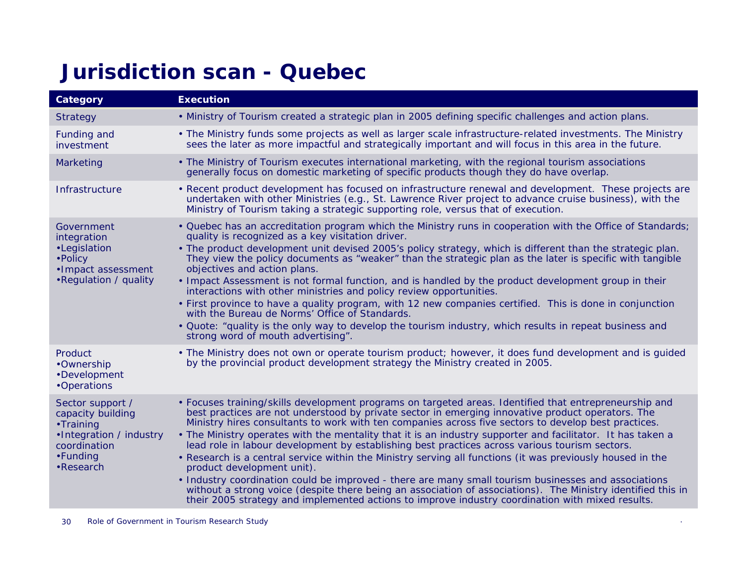# Jurisdiction scan - Quebec

| Category | Execution |
|---|---|
| Strategy | • Ministry of Tourism created a strategic plan in 2005 defining specific challenges and action plans. |
| Funding and investment | • The Ministry funds some projects as well as larger scale infrastructure-related investments. The Ministry sees the later as more impactful and strategically important and will focus in this area in the future. |
| Marketing | • The Ministry of Tourism executes international marketing, with the regional tourism associations generally focus on domestic marketing of specific products though they do have overlap. |
| Infrastructure | • Recent product development has focused on infrastructure renewal and development. These projects are undertaken with other Ministries (e.g., St. Lawrence River project to advance cruise business), with the Ministry of Tourism taking a strategic supporting role, versus that of execution. |
| Government integration<br>•Legislation<br>•Policy<br>•Impact assessment<br>•Regulation / quality | • Quebec has an accreditation program which the Ministry runs in cooperation with the Office of Standards; quality is recognized as a key visitation driver.<br>• The product development unit devised 2005's policy strategy, which is different than the strategic plan. They view the policy documents as "weaker" than the strategic plan as the later is specific with tangible objectives and action plans.<br>• Impact Assessment is not formal function, and is handled by the product development group in their interactions with other ministries and policy review opportunities.<br>• First province to have a quality program, with 12 new companies certified. This is done in conjunction with the Bureau de Norms' Office of Standards.<br>• Quote: "quality is the only way to develop the tourism industry, which results in repeat business and strong word of mouth advertising". |
| Product<br>•Ownership<br>•Development<br>•Operations | • The Ministry does not own or operate tourism product; however, it does fund development and is guided by the provincial product development strategy the Ministry created in 2005. |
| Sector support / capacity building<br>•Training<br>•Integration / industry coordination<br>•Funding<br>•Research | • Focuses training/skills development programs on targeted areas. Identified that entrepreneurship and best practices are not understood by private sector in emerging innovative product operators. The Ministry hires consultants to work with ten companies across five sectors to develop best practices.<br>• The Ministry operates with the mentality that it is an industry supporter and facilitator. It has taken a lead role in labour development by establishing best practices across various tourism sectors.<br>• Research is a central service within the Ministry serving all functions (it was previously housed in the product development unit).<br>• Industry coordination could be improved - there are many small tourism businesses and associations without a strong voice (despite there being an association of associations). The Ministry identified this in their 2005 strategy and implemented actions to improve industry coordination with mixed results. |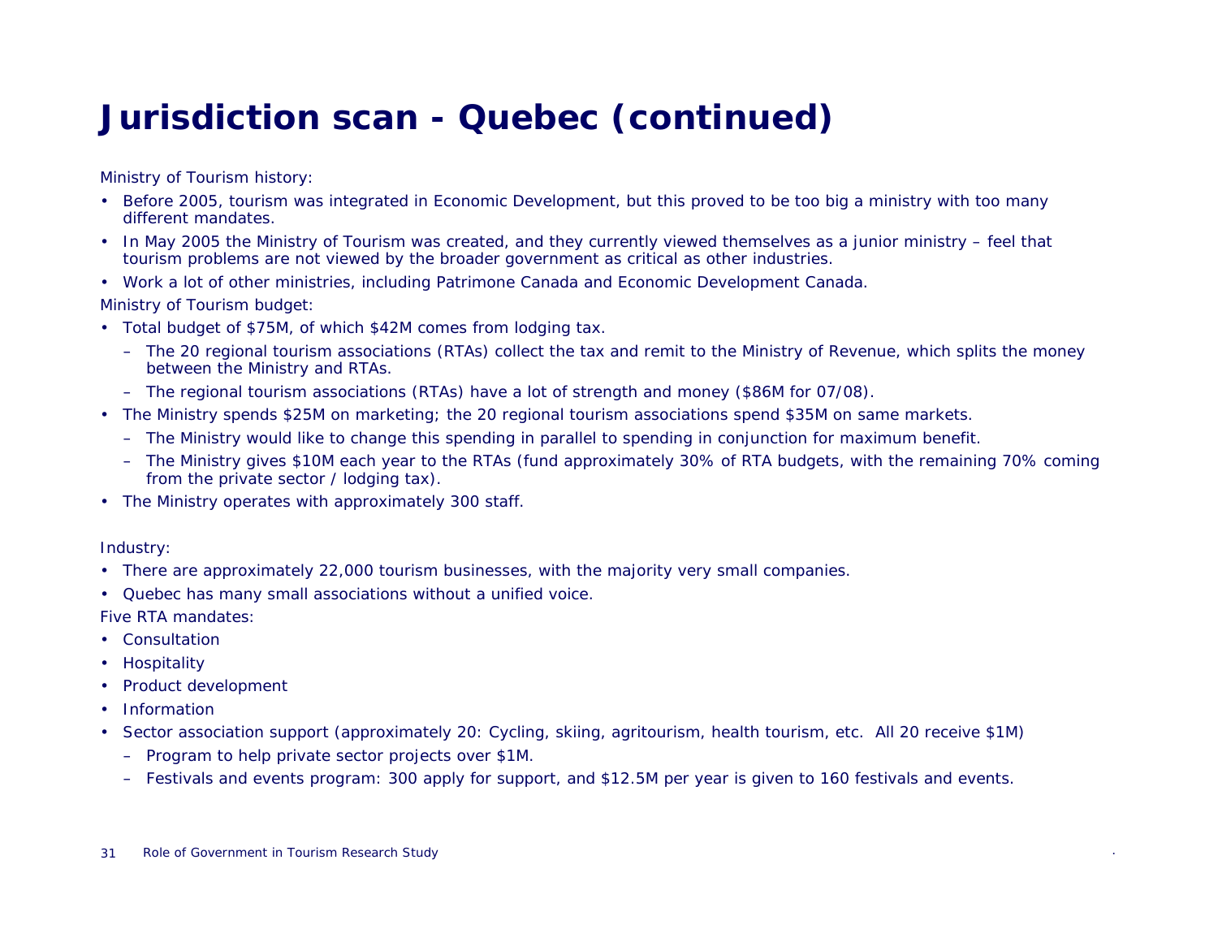# Jurisdiction scan - Quebec (continued)

Ministry of Tourism history:

- Before 2005, tourism was integrated in Economic Development, but this proved to be too big a ministry with too many different mandates.
- In May 2005 the Ministry of Tourism was created, and they currently viewed themselves as a junior ministry – feel that tourism problems are not viewed by the broader government as critical as other industries.
- Work a lot of other ministries, including Patrimone Canada and Economic Development Canada.

Ministry of Tourism budget:

- Total budget of $75M, of which $42M comes from lodging tax.
  - The 20 regional tourism associations (RTAs) collect the tax and remit to the Ministry of Revenue, which splits the money between the Ministry and RTAs.
  - The regional tourism associations (RTAs) have a lot of strength and money ($86M for 07/08).
- The Ministry spends $25M on marketing; the 20 regional tourism associations spend $35M on same markets.
  - The Ministry would like to change this spending in parallel to spending in conjunction for maximum benefit.
  - The Ministry gives $10M each year to the RTAs (fund approximately 30% of RTA budgets, with the remaining 70% coming from the private sector / lodging tax).
- The Ministry operates with approximately 300 staff.

Industry:

- There are approximately 22,000 tourism businesses, with the majority very small companies.
- Quebec has many small associations without a unified voice.

Five RTA mandates:

- Consultation
- Hospitality
- Product development
- Information
- Sector association support (approximately 20: Cycling, skiing, agritourism, health tourism, etc. All 20 receive $1M)
  - Program to help private sector projects over $1M.
  - Festivals and events program: 300 apply for support, and $12.5M per year is given to 160 festivals and events.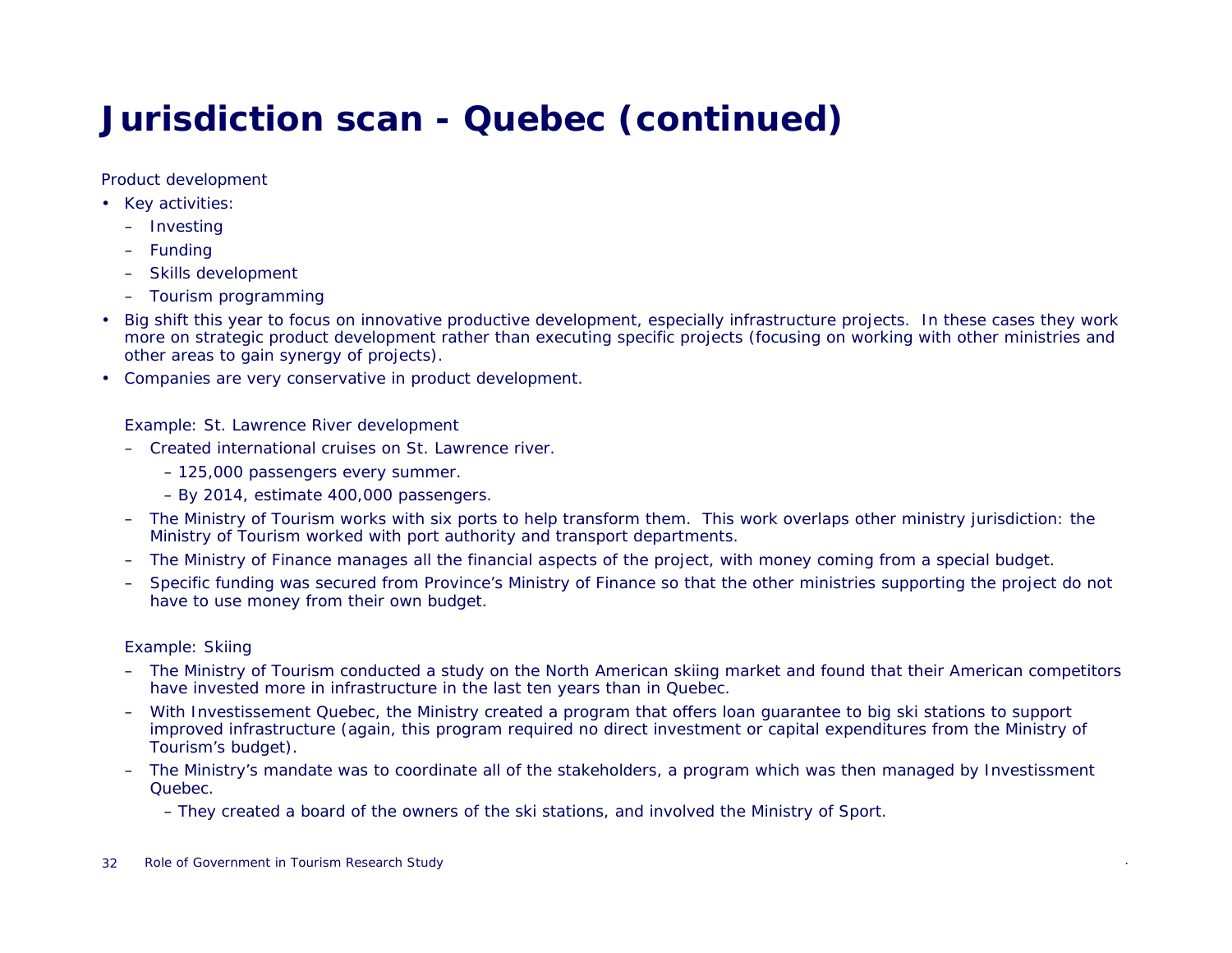# Jurisdiction scan - Quebec (continued)

Product development

- Key activities:
  - Investing
  - Funding
  - Skills development
  - Tourism programming
- Big shift this year to focus on innovative productive development, especially infrastructure projects. In these cases they work more on strategic product development rather than executing specific projects (focusing on working with other ministries and other areas to gain synergy of projects).
- Companies are very conservative in product development.

Example: St. Lawrence River development

- Created international cruises on St. Lawrence river.
  - 125,000 passengers every summer.
  - By 2014, estimate 400,000 passengers.
- The Ministry of Tourism works with six ports to help transform them. This work overlaps other ministry jurisdiction: the Ministry of Tourism worked with port authority and transport departments.
- The Ministry of Finance manages all the financial aspects of the project, with money coming from a special budget.
- Specific funding was secured from Province's Ministry of Finance so that the other ministries supporting the project do not have to use money from their own budget.

Example: Skiing

- The Ministry of Tourism conducted a study on the North American skiing market and found that their American competitors have invested more in infrastructure in the last ten years than in Quebec.
- With Investissement Quebec, the Ministry created a program that offers loan guarantee to big ski stations to support improved infrastructure (again, this program required no direct investment or capital expenditures from the Ministry of Tourism's budget).
- The Ministry's mandate was to coordinate all of the stakeholders, a program which was then managed by Investissment Quebec.
  - They created a board of the owners of the ski stations, and involved the Ministry of Sport.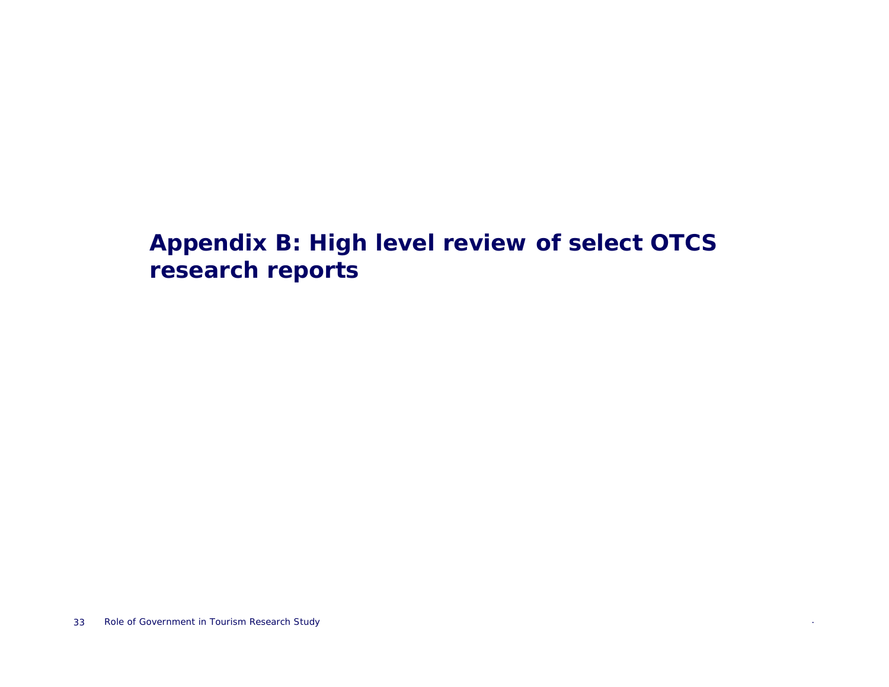# Appendix B: High level review of select OTCS research reports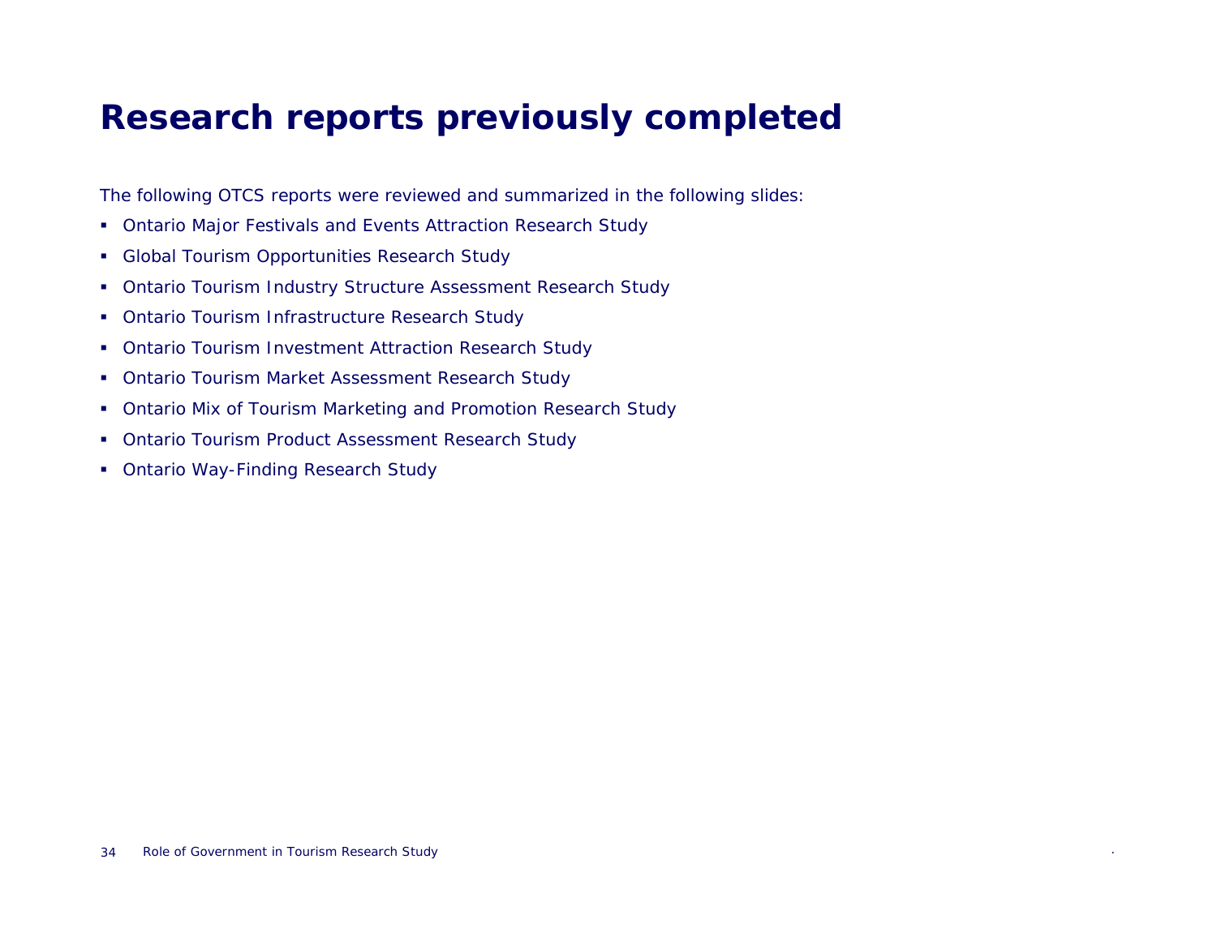# Research reports previously completed

The following OTCS reports were reviewed and summarized in the following slides:

- Ontario Major Festivals and Events Attraction Research Study
- Global Tourism Opportunities Research Study
- Ontario Tourism Industry Structure Assessment Research Study
- Ontario Tourism Infrastructure Research Study
- Ontario Tourism Investment Attraction Research Study
- Ontario Tourism Market Assessment Research Study
- Ontario Mix of Tourism Marketing and Promotion Research Study
- Ontario Tourism Product Assessment Research Study
- Ontario Way-Finding Research Study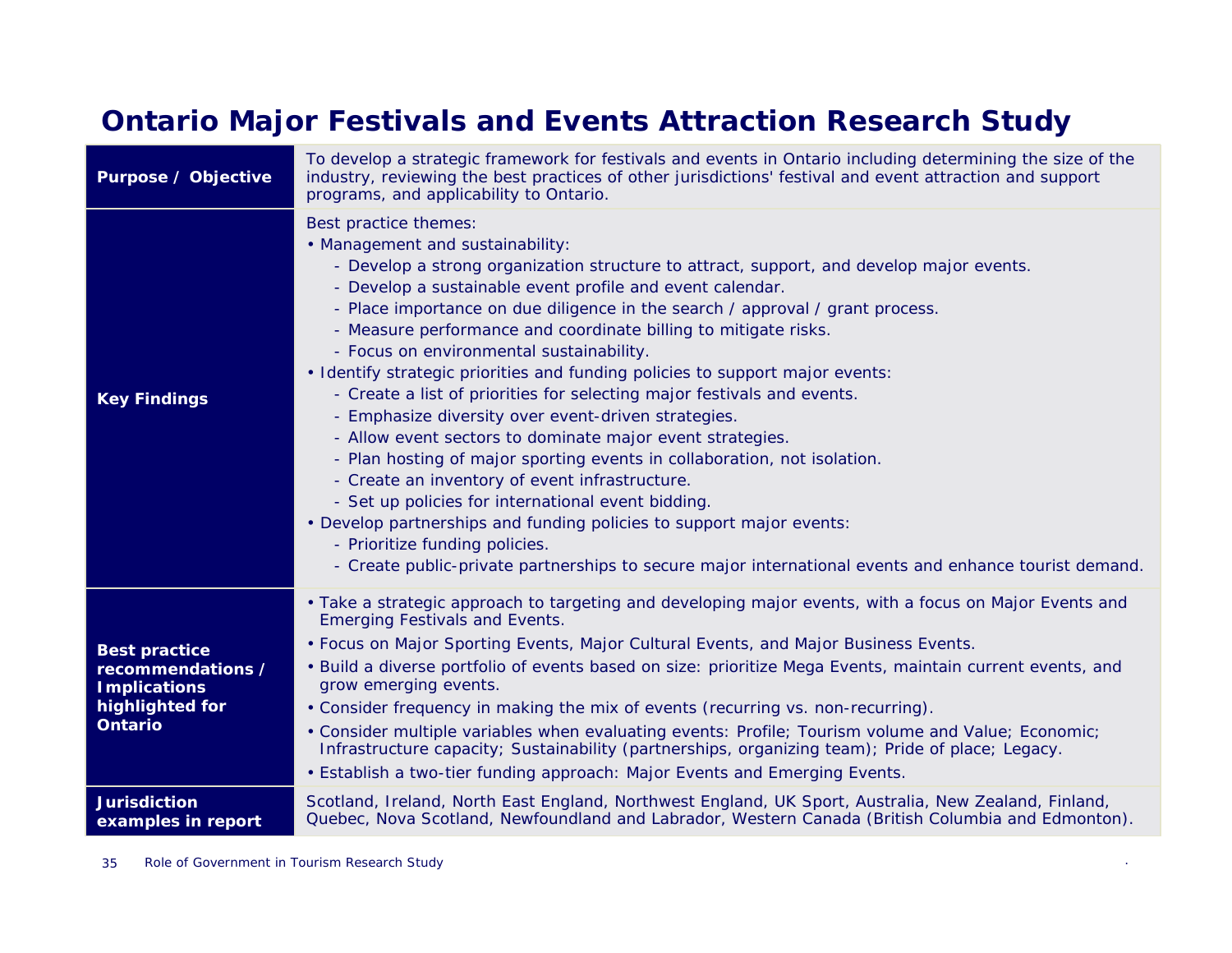# Ontario Major Festivals and Events Attraction Research Study

| | |
|---|---|
| **Purpose / Objective** | To develop a strategic framework for festivals and events in Ontario including determining the size of the industry, reviewing the best practices of other jurisdictions' festival and event attraction and support programs, and applicability to Ontario. |
| **Key Findings** | Best practice themes:<br>• Management and sustainability:<br>- Develop a strong organization structure to attract, support, and develop major events.<br>- Develop a sustainable event profile and event calendar.<br>- Place importance on due diligence in the search / approval / grant process.<br>- Measure performance and coordinate billing to mitigate risks.<br>- Focus on environmental sustainability.<br>• Identify strategic priorities and funding policies to support major events:<br>- Create a list of priorities for selecting major festivals and events.<br>- Emphasize diversity over event-driven strategies.<br>- Allow event sectors to dominate major event strategies.<br>- Plan hosting of major sporting events in collaboration, not isolation.<br>- Create an inventory of event infrastructure.<br>- Set up policies for international event bidding.<br>• Develop partnerships and funding policies to support major events:<br>- Prioritize funding policies.<br>- Create public-private partnerships to secure major international events and enhance tourist demand. |
| **Best practice recommendations / Implications highlighted for Ontario** | • Take a strategic approach to targeting and developing major events, with a focus on Major Events and Emerging Festivals and Events.<br>• Focus on Major Sporting Events, Major Cultural Events, and Major Business Events.<br>• Build a diverse portfolio of events based on size: prioritize Mega Events, maintain current events, and grow emerging events.<br>• Consider frequency in making the mix of events (recurring vs. non-recurring).<br>• Consider multiple variables when evaluating events: Profile; Tourism volume and Value; Economic; Infrastructure capacity; Sustainability (partnerships, organizing team); Pride of place; Legacy.<br>• Establish a two-tier funding approach: Major Events and Emerging Events. |
| **Jurisdiction examples in report** | Scotland, Ireland, North East England, Northwest England, UK Sport, Australia, New Zealand, Finland, Quebec, Nova Scotland, Newfoundland and Labrador, Western Canada (British Columbia and Edmonton). |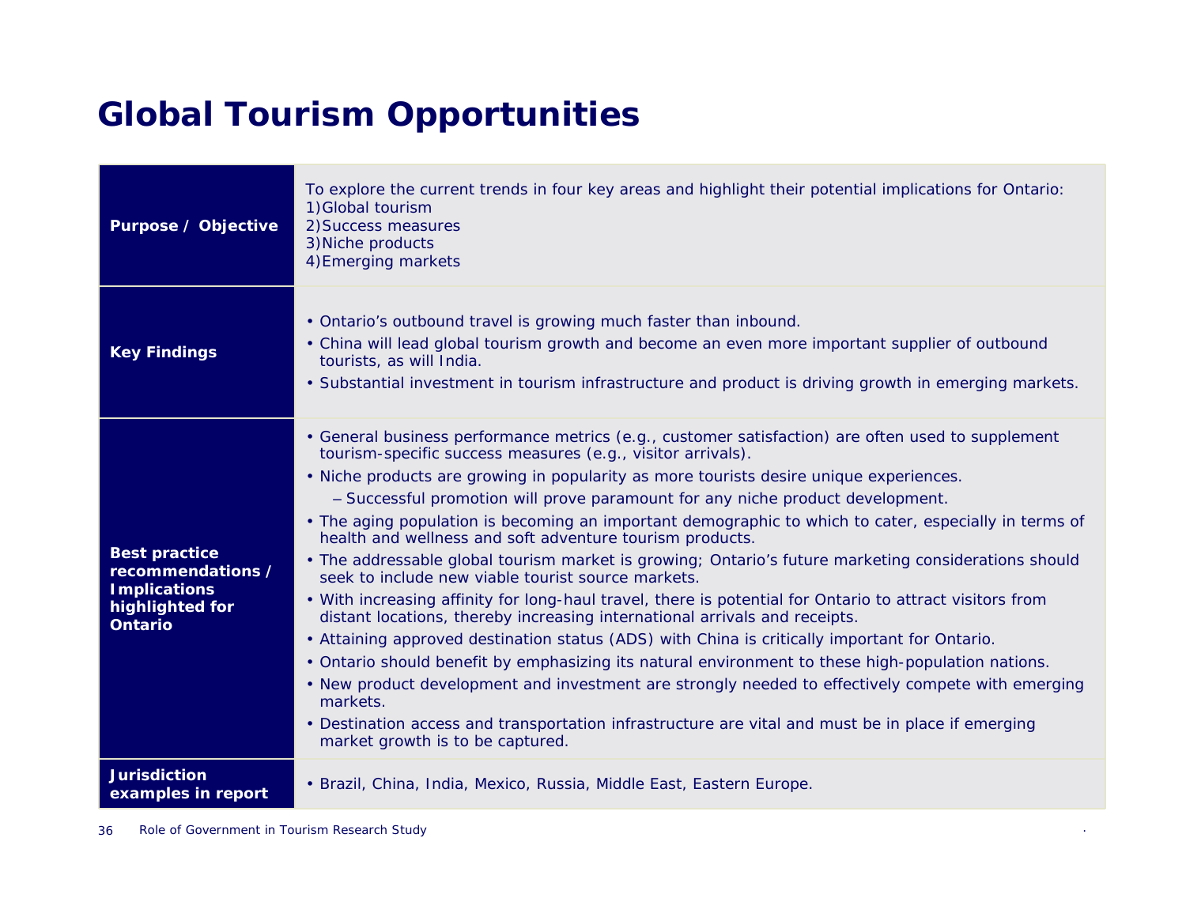# Global Tourism Opportunities

| | |
|---|---|
| **Purpose / Objective** | To explore the current trends in four key areas and highlight their potential implications for Ontario:<br>1) Global tourism<br>2) Success measures<br>3) Niche products<br>4) Emerging markets |
| **Key Findings** | • Ontario's outbound travel is growing much faster than inbound.<br>• China will lead global tourism growth and become an even more important supplier of outbound tourists, as will India.<br>• Substantial investment in tourism infrastructure and product is driving growth in emerging markets. |
| **Best practice recommendations / Implications highlighted for Ontario** | • General business performance metrics (e.g., customer satisfaction) are often used to supplement tourism-specific success measures (e.g., visitor arrivals).<br>• Niche products are growing in popularity as more tourists desire unique experiences.<br>– Successful promotion will prove paramount for any niche product development.<br>• The aging population is becoming an important demographic to which to cater, especially in terms of health and wellness and soft adventure tourism products.<br>• The addressable global tourism market is growing; Ontario's future marketing considerations should seek to include new viable tourist source markets.<br>• With increasing affinity for long-haul travel, there is potential for Ontario to attract visitors from distant locations, thereby increasing international arrivals and receipts.<br>• Attaining approved destination status (ADS) with China is critically important for Ontario.<br>• Ontario should benefit by emphasizing its natural environment to these high-population nations.<br>• New product development and investment are strongly needed to effectively compete with emerging markets.<br>• Destination access and transportation infrastructure are vital and must be in place if emerging market growth is to be captured. |
| **Jurisdiction examples in report** | • Brazil, China, India, Mexico, Russia, Middle East, Eastern Europe. |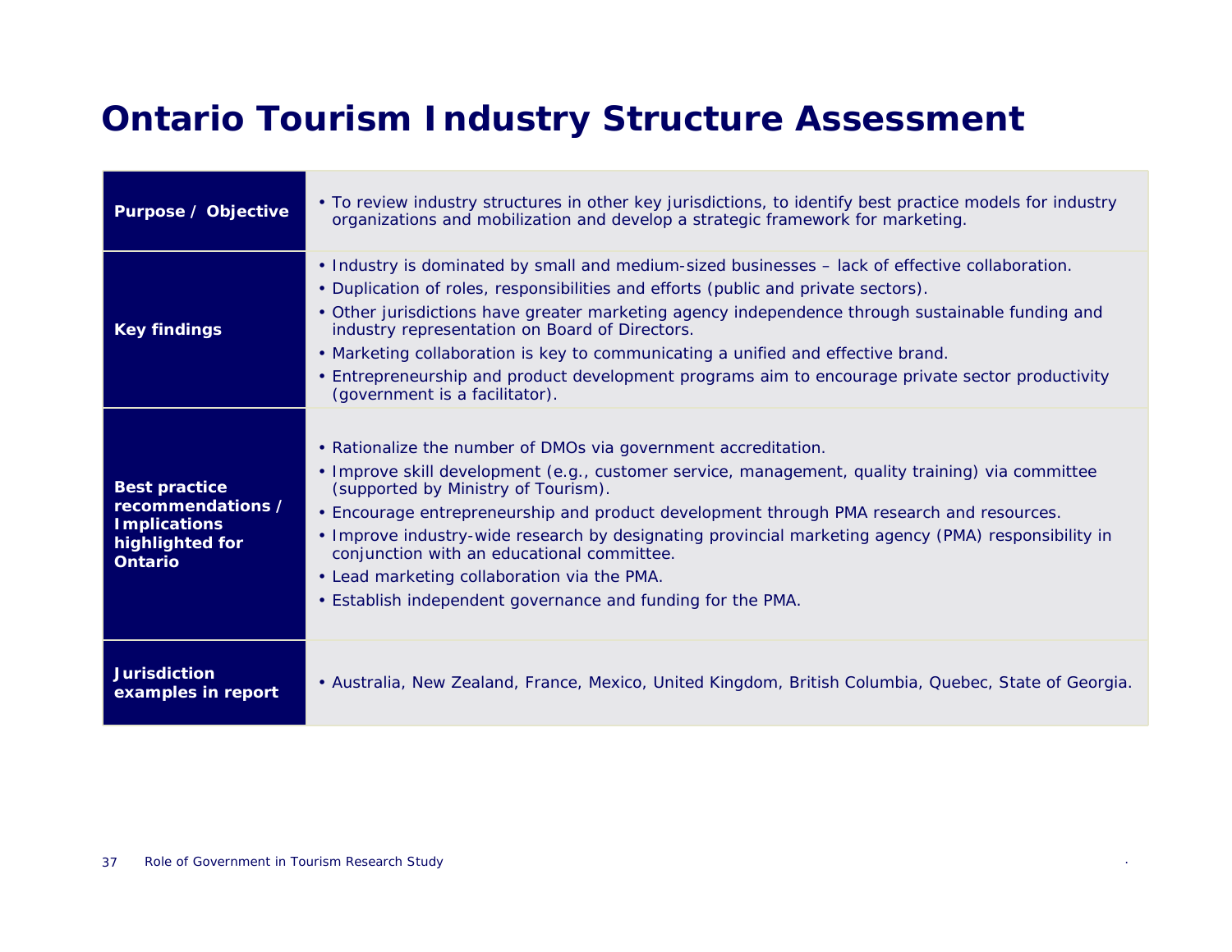# Ontario Tourism Industry Structure Assessment

| | |
|---|---|
| **Purpose / Objective** | • To review industry structures in other key jurisdictions, to identify best practice models for industry organizations and mobilization and develop a strategic framework for marketing. |
| **Key findings** | • Industry is dominated by small and medium-sized businesses – lack of effective collaboration.<br>• Duplication of roles, responsibilities and efforts (public and private sectors).<br>• Other jurisdictions have greater marketing agency independence through sustainable funding and industry representation on Board of Directors.<br>• Marketing collaboration is key to communicating a unified and effective brand.<br>• Entrepreneurship and product development programs aim to encourage private sector productivity (government is a facilitator). |
| **Best practice recommendations / Implications highlighted for Ontario** | • Rationalize the number of DMOs via government accreditation.<br>• Improve skill development (e.g., customer service, management, quality training) via committee (supported by Ministry of Tourism).<br>• Encourage entrepreneurship and product development through PMA research and resources.<br>• Improve industry-wide research by designating provincial marketing agency (PMA) responsibility in conjunction with an educational committee.<br>• Lead marketing collaboration via the PMA.<br>• Establish independent governance and funding for the PMA. |
| **Jurisdiction examples in report** | • Australia, New Zealand, France, Mexico, United Kingdom, British Columbia, Quebec, State of Georgia. |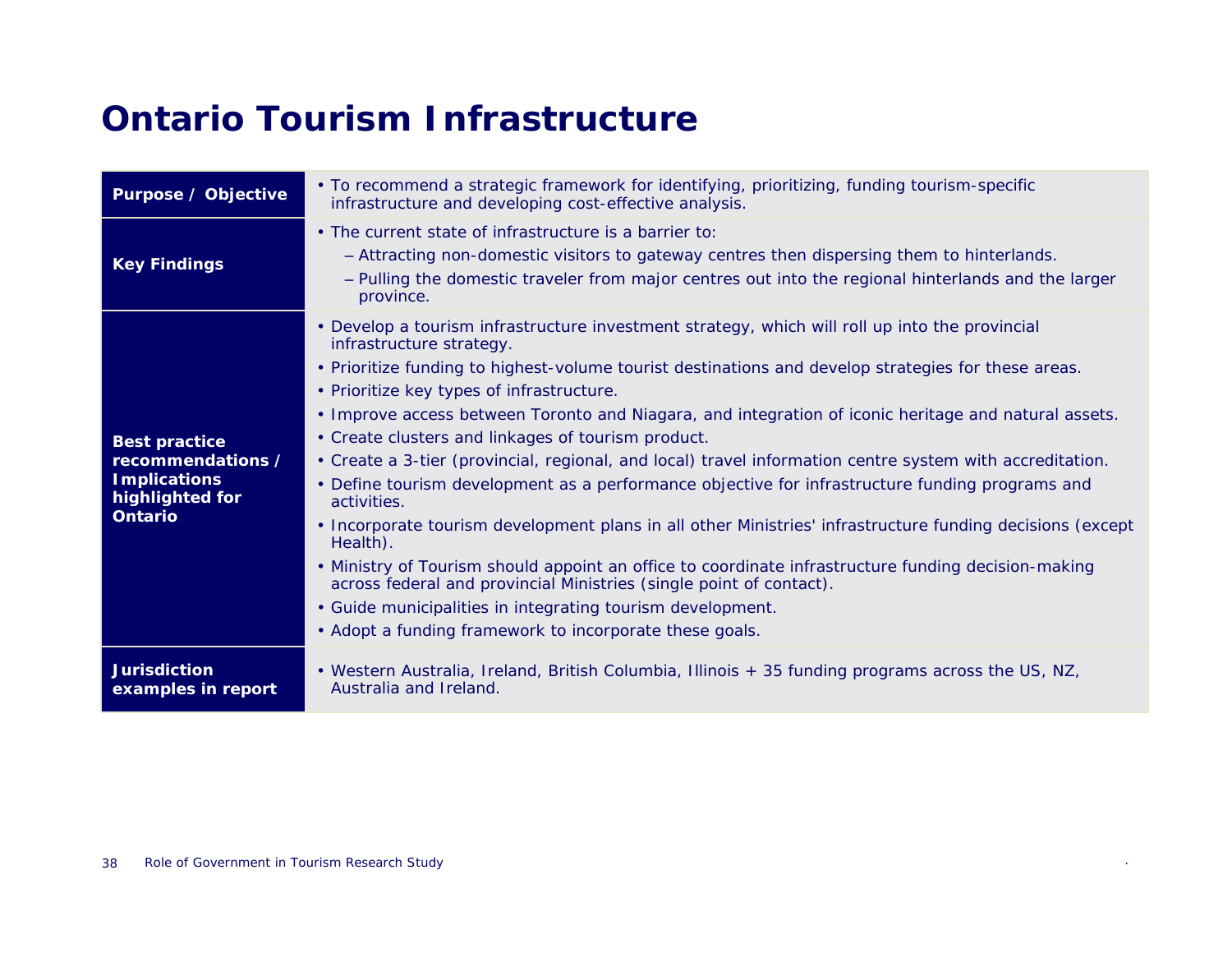# Ontario Tourism Infrastructure

| | |
|---|---|
| **Purpose / Objective** | • To recommend a strategic framework for identifying, prioritizing, funding tourism-specific infrastructure and developing cost-effective analysis. |
| **Key Findings** | • The current state of infrastructure is a barrier to:<br>– Attracting non-domestic visitors to gateway centres then dispersing them to hinterlands.<br>– Pulling the domestic traveler from major centres out into the regional hinterlands and the larger province. |
| **Best practice recommendations / Implications highlighted for Ontario** | • Develop a tourism infrastructure investment strategy, which will roll up into the provincial infrastructure strategy.<br>• Prioritize funding to highest-volume tourist destinations and develop strategies for these areas.<br>• Prioritize key types of infrastructure.<br>• Improve access between Toronto and Niagara, and integration of iconic heritage and natural assets.<br>• Create clusters and linkages of tourism product.<br>• Create a 3-tier (provincial, regional, and local) travel information centre system with accreditation.<br>• Define tourism development as a performance objective for infrastructure funding programs and activities.<br>• Incorporate tourism development plans in all other Ministries' infrastructure funding decisions (except Health).<br>• Ministry of Tourism should appoint an office to coordinate infrastructure funding decision-making across federal and provincial Ministries (single point of contact).<br>• Guide municipalities in integrating tourism development.<br>• Adopt a funding framework to incorporate these goals. |
| **Jurisdiction examples in report** | • Western Australia, Ireland, British Columbia, Illinois + 35 funding programs across the US, NZ, Australia and Ireland. |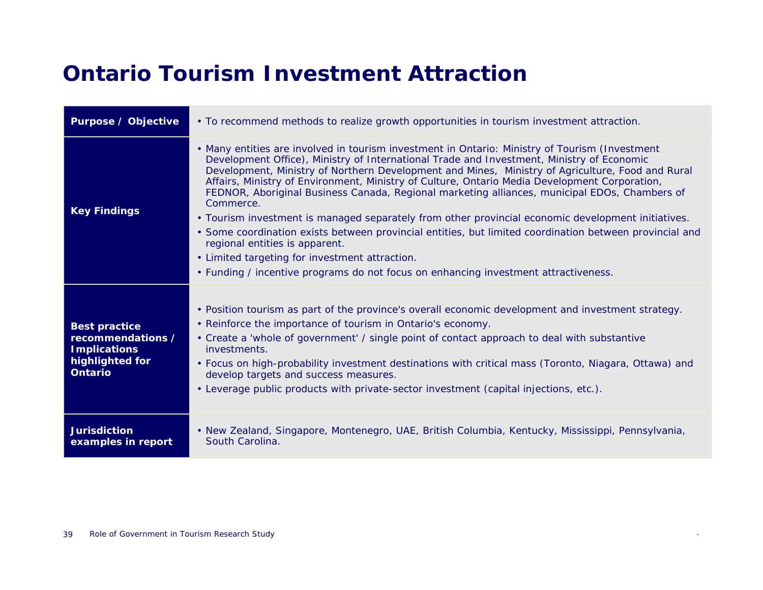# Ontario Tourism Investment Attraction

| | |
|---|---|
| **Purpose / Objective** | • To recommend methods to realize growth opportunities in tourism investment attraction. |
| **Key Findings** | • Many entities are involved in tourism investment in Ontario: Ministry of Tourism (Investment Development Office), Ministry of International Trade and Investment, Ministry of Economic Development, Ministry of Northern Development and Mines, Ministry of Agriculture, Food and Rural Affairs, Ministry of Environment, Ministry of Culture, Ontario Media Development Corporation, FEDNOR, Aboriginal Business Canada, Regional marketing alliances, municipal EDOs, Chambers of Commerce.<br>• Tourism investment is managed separately from other provincial economic development initiatives.<br>• Some coordination exists between provincial entities, but limited coordination between provincial and regional entities is apparent.<br>• Limited targeting for investment attraction.<br>• Funding / incentive programs do not focus on enhancing investment attractiveness. |
| **Best practice recommendations / Implications highlighted for Ontario** | • Position tourism as part of the province's overall economic development and investment strategy.<br>• Reinforce the importance of tourism in Ontario's economy.<br>• Create a 'whole of government' / single point of contact approach to deal with substantive investments.<br>• Focus on high-probability investment destinations with critical mass (Toronto, Niagara, Ottawa) and develop targets and success measures.<br>• Leverage public products with private-sector investment (capital injections, etc.). |
| **Jurisdiction examples in report** | • New Zealand, Singapore, Montenegro, UAE, British Columbia, Kentucky, Mississippi, Pennsylvania, South Carolina. |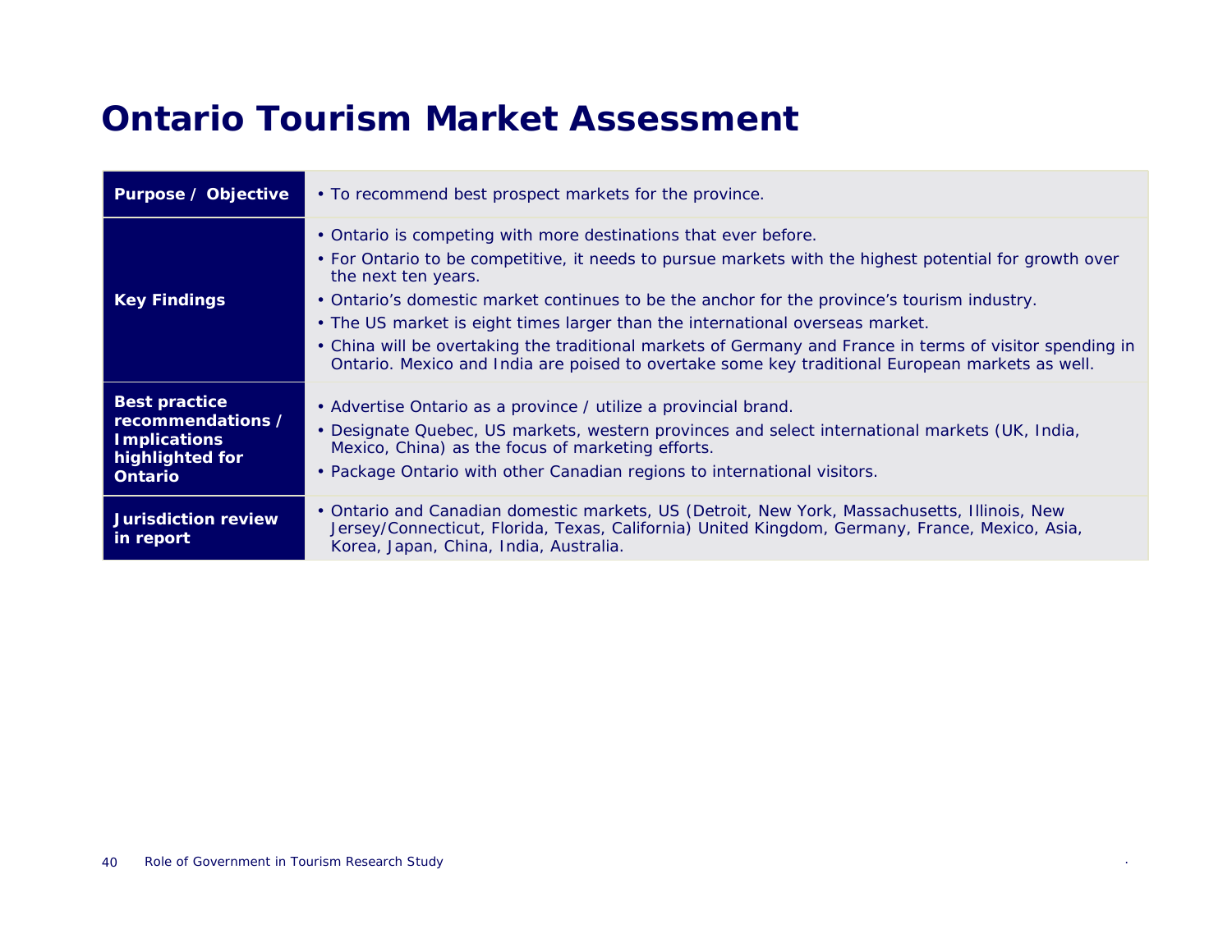# Ontario Tourism Market Assessment

| | |
|---|---|
| **Purpose / Objective** | • To recommend best prospect markets for the province. |
| **Key Findings** | • Ontario is competing with more destinations that ever before.<br>• For Ontario to be competitive, it needs to pursue markets with the highest potential for growth over the next ten years.<br>• Ontario's domestic market continues to be the anchor for the province's tourism industry.<br>• The US market is eight times larger than the international overseas market.<br>• China will be overtaking the traditional markets of Germany and France in terms of visitor spending in Ontario. Mexico and India are poised to overtake some key traditional European markets as well. |
| **Best practice recommendations / Implications highlighted for Ontario** | • Advertise Ontario as a province / utilize a provincial brand.<br>• Designate Quebec, US markets, western provinces and select international markets (UK, India, Mexico, China) as the focus of marketing efforts.<br>• Package Ontario with other Canadian regions to international visitors. |
| **Jurisdiction review in report** | • Ontario and Canadian domestic markets, US (Detroit, New York, Massachusetts, Illinois, New Jersey/Connecticut, Florida, Texas, California) United Kingdom, Germany, France, Mexico, Asia, Korea, Japan, China, India, Australia. |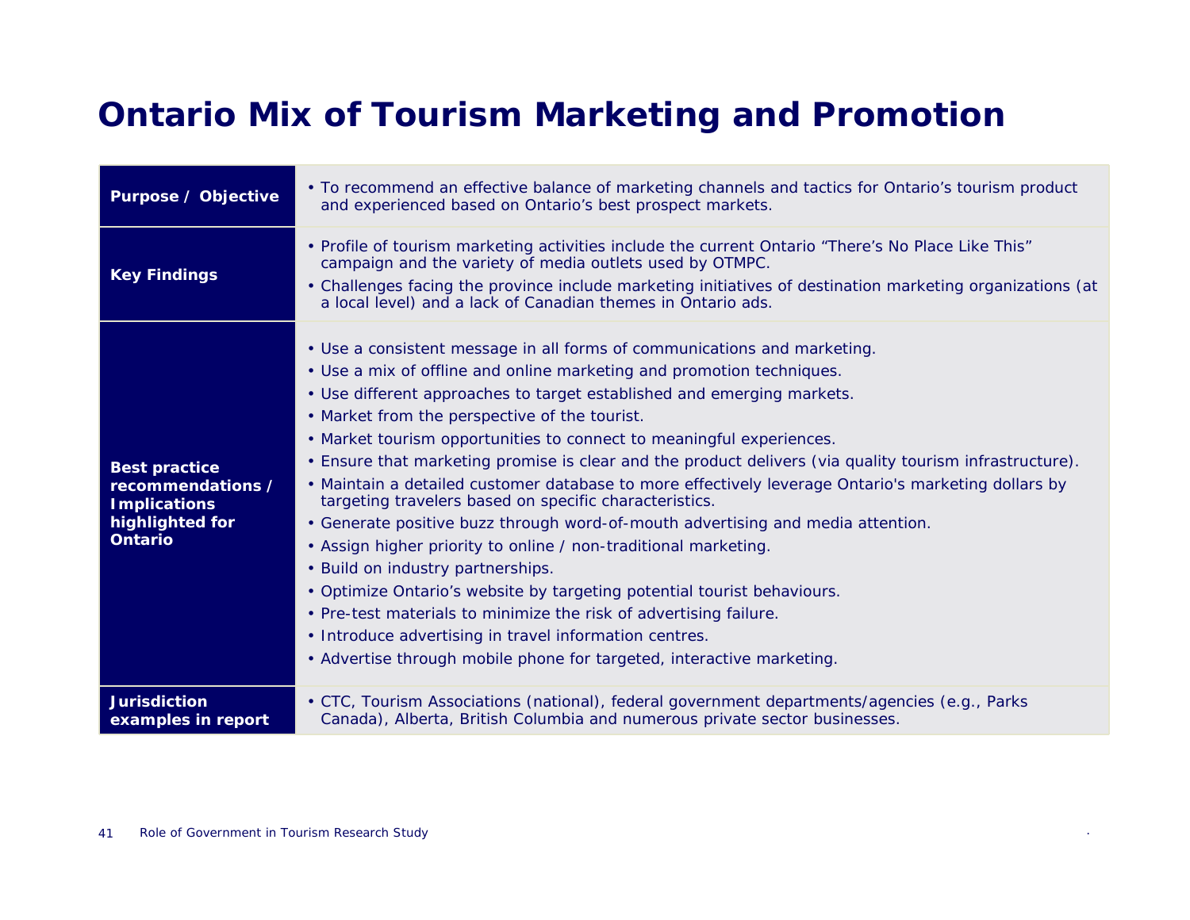# Ontario Mix of Tourism Marketing and Promotion

| | |
|---|---|
| **Purpose / Objective** | • To recommend an effective balance of marketing channels and tactics for Ontario's tourism product and experienced based on Ontario's best prospect markets. |
| **Key Findings** | • Profile of tourism marketing activities include the current Ontario "There's No Place Like This" campaign and the variety of media outlets used by OTMPC.<br>• Challenges facing the province include marketing initiatives of destination marketing organizations (at a local level) and a lack of Canadian themes in Ontario ads. |
| **Best practice recommendations / Implications highlighted for Ontario** | • Use a consistent message in all forms of communications and marketing.<br>• Use a mix of offline and online marketing and promotion techniques.<br>• Use different approaches to target established and emerging markets.<br>• Market from the perspective of the tourist.<br>• Market tourism opportunities to connect to meaningful experiences.<br>• Ensure that marketing promise is clear and the product delivers (via quality tourism infrastructure).<br>• Maintain a detailed customer database to more effectively leverage Ontario's marketing dollars by targeting travelers based on specific characteristics.<br>• Generate positive buzz through word-of-mouth advertising and media attention.<br>• Assign higher priority to online / non-traditional marketing.<br>• Build on industry partnerships.<br>• Optimize Ontario's website by targeting potential tourist behaviours.<br>• Pre-test materials to minimize the risk of advertising failure.<br>• Introduce advertising in travel information centres.<br>• Advertise through mobile phone for targeted, interactive marketing. |
| **Jurisdiction examples in report** | • CTC, Tourism Associations (national), federal government departments/agencies (e.g., Parks Canada), Alberta, British Columbia and numerous private sector businesses. |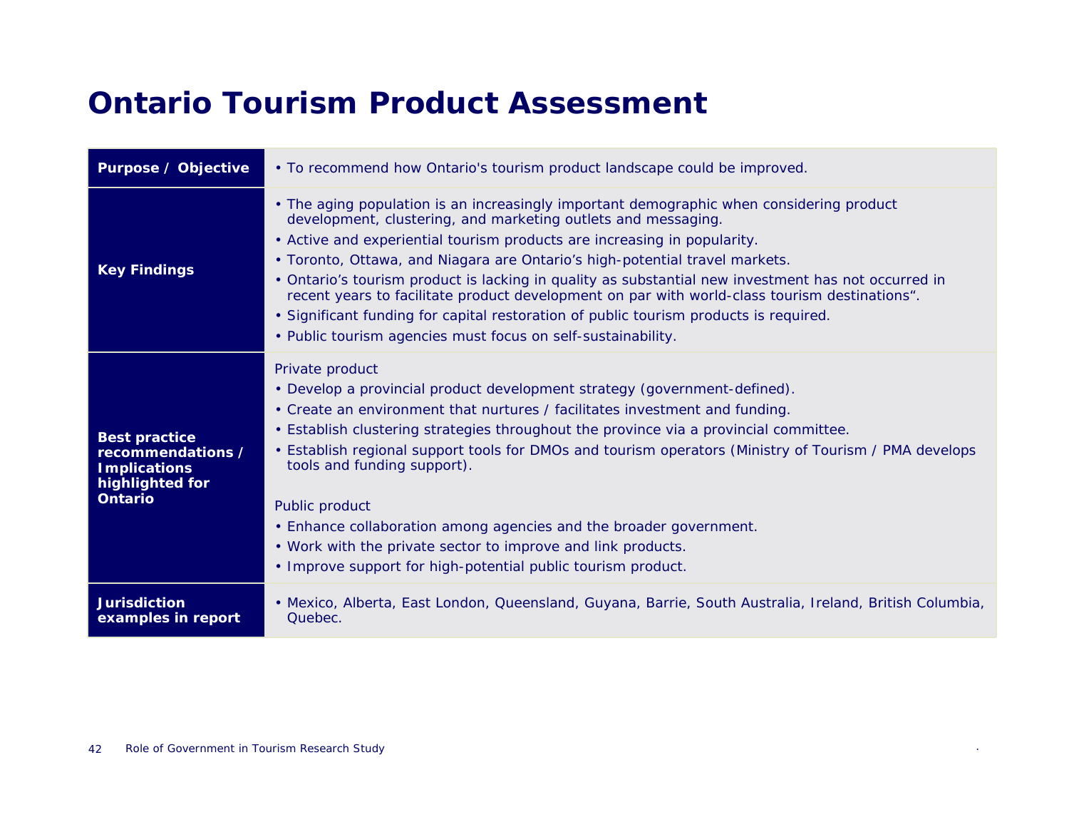# Ontario Tourism Product Assessment

| | |
|---|---|
| **Purpose / Objective** | • To recommend how Ontario's tourism product landscape could be improved. |
| **Key Findings** | • The aging population is an increasingly important demographic when considering product development, clustering, and marketing outlets and messaging.<br>• Active and experiential tourism products are increasing in popularity.<br>• Toronto, Ottawa, and Niagara are Ontario's high-potential travel markets.<br>• Ontario's tourism product is lacking in quality as substantial new investment has not occurred in recent years to facilitate product development on par with world-class tourism destinations".<br>• Significant funding for capital restoration of public tourism products is required.<br>• Public tourism agencies must focus on self-sustainability. |
| **Best practice recommendations / Implications highlighted for Ontario** | Private product<br>• Develop a provincial product development strategy (government-defined).<br>• Create an environment that nurtures / facilitates investment and funding.<br>• Establish clustering strategies throughout the province via a provincial committee.<br>• Establish regional support tools for DMOs and tourism operators (Ministry of Tourism / PMA develops tools and funding support).<br><br>Public product<br>• Enhance collaboration among agencies and the broader government.<br>• Work with the private sector to improve and link products.<br>• Improve support for high-potential public tourism product. |
| **Jurisdiction examples in report** | • Mexico, Alberta, East London, Queensland, Guyana, Barrie, South Australia, Ireland, British Columbia, Quebec. |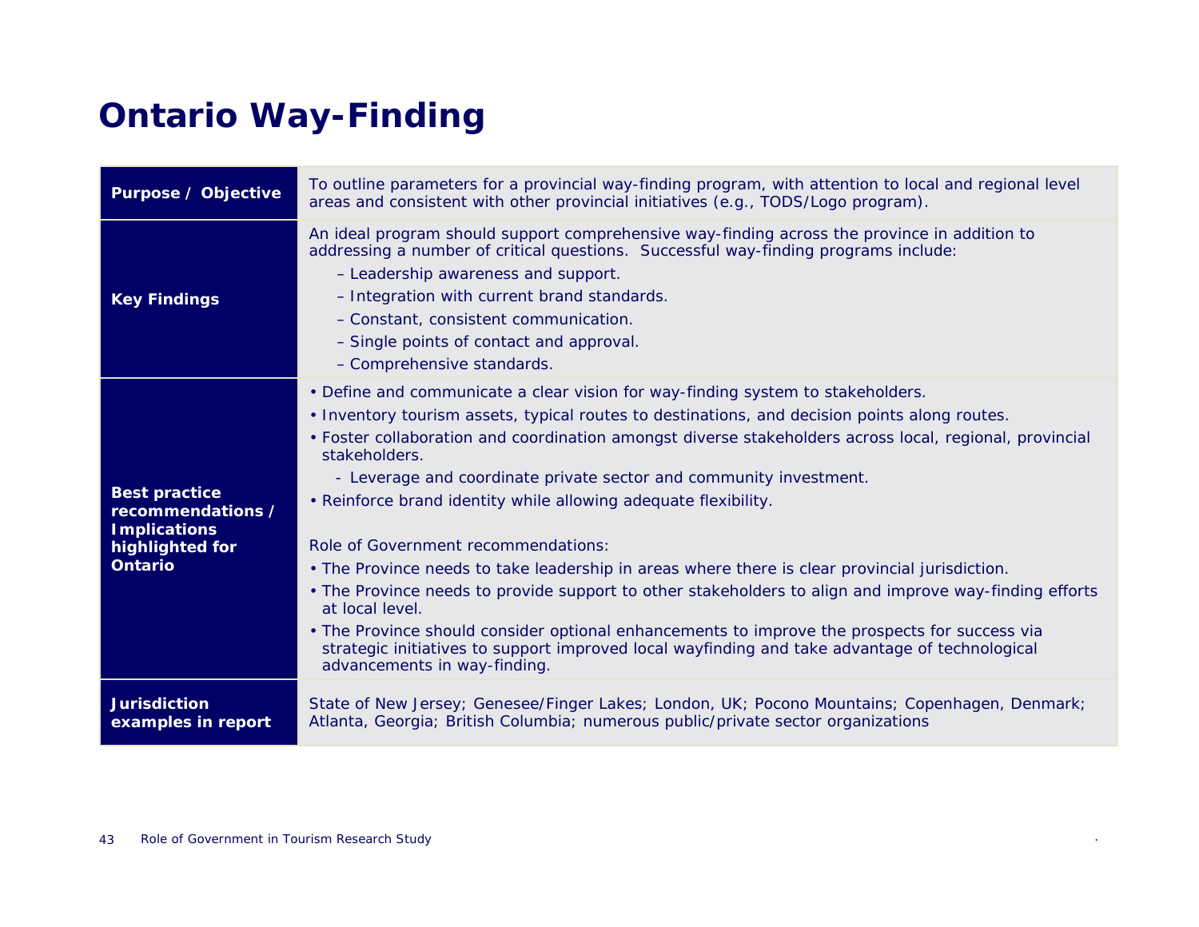# Ontario Way-Finding

| | |
|---|---|
| **Purpose / Objective** | To outline parameters for a provincial way-finding program, with attention to local and regional level areas and consistent with other provincial initiatives (e.g., TODS/Logo program). |
| **Key Findings** | An ideal program should support comprehensive way-finding across the province in addition to addressing a number of critical questions. Successful way-finding programs include:<br>– Leadership awareness and support.<br>– Integration with current brand standards.<br>– Constant, consistent communication.<br>– Single points of contact and approval.<br>– Comprehensive standards. |
| **Best practice recommendations / Implications highlighted for Ontario** | • Define and communicate a clear vision for way-finding system to stakeholders.<br>• Inventory tourism assets, typical routes to destinations, and decision points along routes.<br>• Foster collaboration and coordination amongst diverse stakeholders across local, regional, provincial stakeholders.<br>- Leverage and coordinate private sector and community investment.<br>• Reinforce brand identity while allowing adequate flexibility.<br><br>Role of Government recommendations:<br>• The Province needs to take leadership in areas where there is clear provincial jurisdiction.<br>• The Province needs to provide support to other stakeholders to align and improve way-finding efforts at local level.<br>• The Province should consider optional enhancements to improve the prospects for success via strategic initiatives to support improved local wayfinding and take advantage of technological advancements in way-finding. |
| **Jurisdiction examples in report** | State of New Jersey; Genesee/Finger Lakes; London, UK; Pocono Mountains; Copenhagen, Denmark; Atlanta, Georgia; British Columbia; numerous public/private sector organizations |